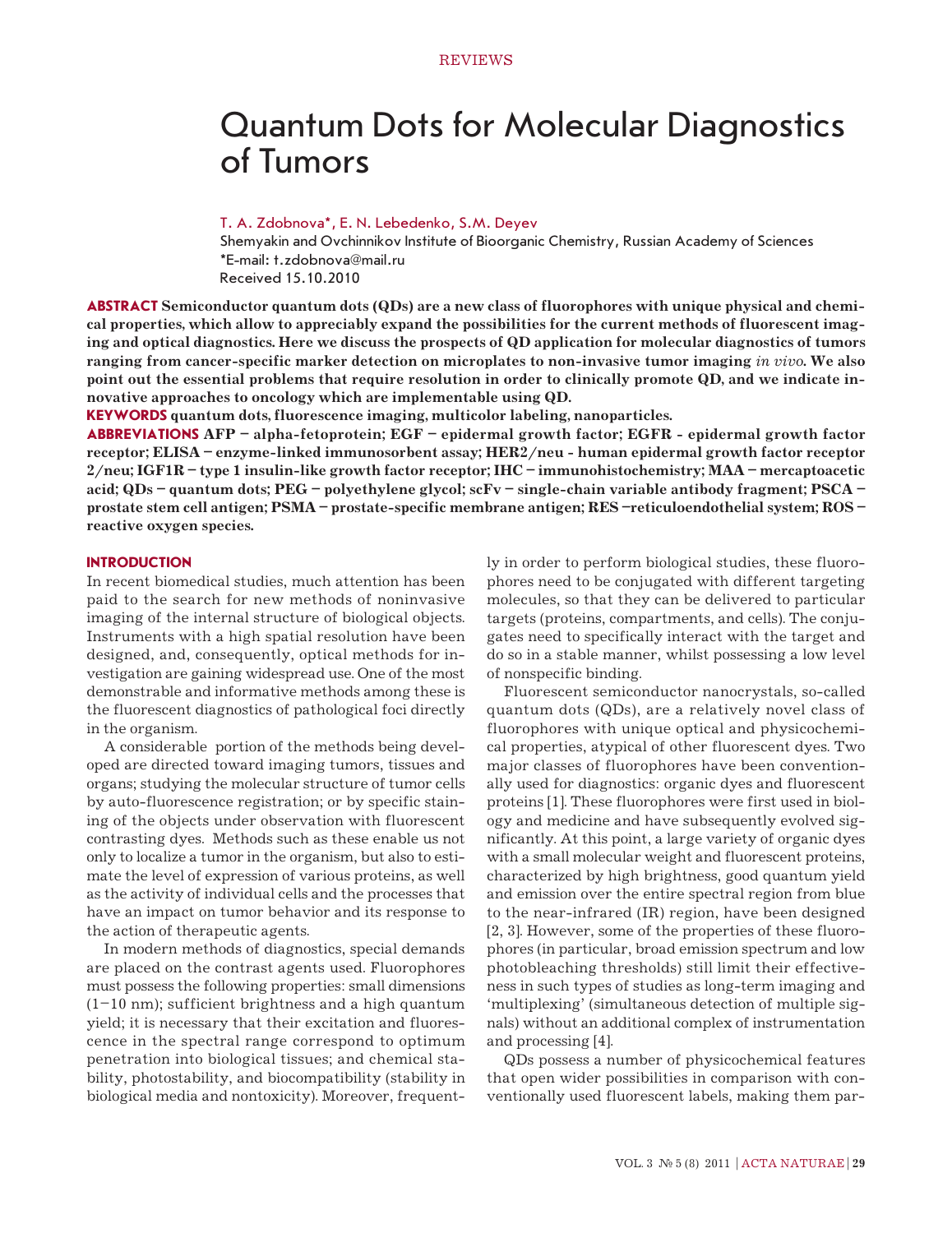REVIEWS

# Quantum Dots for Molecular Diagnostics of Tumors

T. A. Zdobnova*, E. N. Lebedenko, S.M. Deyev

Shemyakin and Ovchinnikov Institute of Bioorganic Chemistry, Russian Academy of Sciences

*E-mail: t.zdobnova@mail.ru

Received 15.10.2010

**ABSTRACT Semiconductor quantum dots (QDs) are a new class of fluorophores with unique physical and chemical properties, which allow to appreciably expand the possibilities for the current methods of fluorescent imaging and optical diagnostics. Here we discuss the prospects of QD application for molecular diagnostics of tumors ranging from cancer-specific marker detection on microplates to non-invasive tumor imaging *in vivo*. We also point out the essential problems that require resolution in order to clinically promote QD, and we indicate innovative approaches to oncology which are implementable using QD.**

**KEYWORDS quantum dots, fluorescence imaging, multicolor labeling, nanoparticles.**

**ABBREVIATIONS AFP – alpha-fetoprotein; EGF – epidermal growth factor; EGFR - epidermal growth factor receptor; ELISA – enzyme-linked immunosorbent assay; HER2/neu - human epidermal growth factor receptor 2/neu; IGF1R – type 1 insulin-like growth factor receptor; IHC – immunohistochemistry; MAA – mercaptoacetic acid; QDs – quantum dots; PEG – polyethylene glycol; scFv – single-chain variable antibody fragment; PSCA – prostate stem cell antigen; PSMA – prostate-specific membrane antigen; RES –reticuloendothelial system; ROS – reactive oxygen species.**

## INTRODUCTION

In recent biomedical studies, much attention has been paid to the search for new methods of noninvasive imaging of the internal structure of biological objects. Instruments with a high spatial resolution have been designed, and, consequently, optical methods for investigation are gaining widespread use. One of the most demonstrable and informative methods among these is the fluorescent diagnostics of pathological foci directly in the organism.

A considerable portion of the methods being developed are directed toward imaging tumors, tissues and organs; studying the molecular structure of tumor cells by auto-fluorescence registration; or by specific staining of the objects under observation with fluorescent contrasting dyes. Methods such as these enable us not only to localize a tumor in the organism, but also to estimate the level of expression of various proteins, as well as the activity of individual cells and the processes that have an impact on tumor behavior and its response to the action of therapeutic agents.

In modern methods of diagnostics, special demands are placed on the contrast agents used. Fluorophores must possess the following properties: small dimensions (1–10 nm); sufficient brightness and a high quantum yield; it is necessary that their excitation and fluorescence in the spectral range correspond to optimum penetration into biological tissues; and chemical stability, photostability, and biocompatibility (stability in biological media and nontoxicity). Moreover, frequently in order to perform biological studies, these fluorophores need to be conjugated with different targeting molecules, so that they can be delivered to particular targets (proteins, compartments, and cells). The conjugates need to specifically interact with the target and do so in a stable manner, whilst possessing a low level of nonspecific binding.

Fluorescent semiconductor nanocrystals, so-called quantum dots (QDs), are a relatively novel class of fluorophores with unique optical and physicochemical properties, atypical of other fluorescent dyes. Two major classes of fluorophores have been conventionally used for diagnostics: organic dyes and fluorescent proteins [1]. These fluorophores were first used in biology and medicine and have subsequently evolved significantly. At this point, a large variety of organic dyes with a small molecular weight and fluorescent proteins, characterized by high brightness, good quantum yield and emission over the entire spectral region from blue to the near-infrared (IR) region, have been designed [2, 3]. However, some of the properties of these fluorophores (in particular, broad emission spectrum and low photobleaching thresholds) still limit their effectiveness in such types of studies as long-term imaging and 'multiplexing' (simultaneous detection of multiple signals) without an additional complex of instrumentation and processing [4].

QDs possess a number of physicochemical features that open wider possibilities in comparison with conventionally used fluorescent labels, making them par-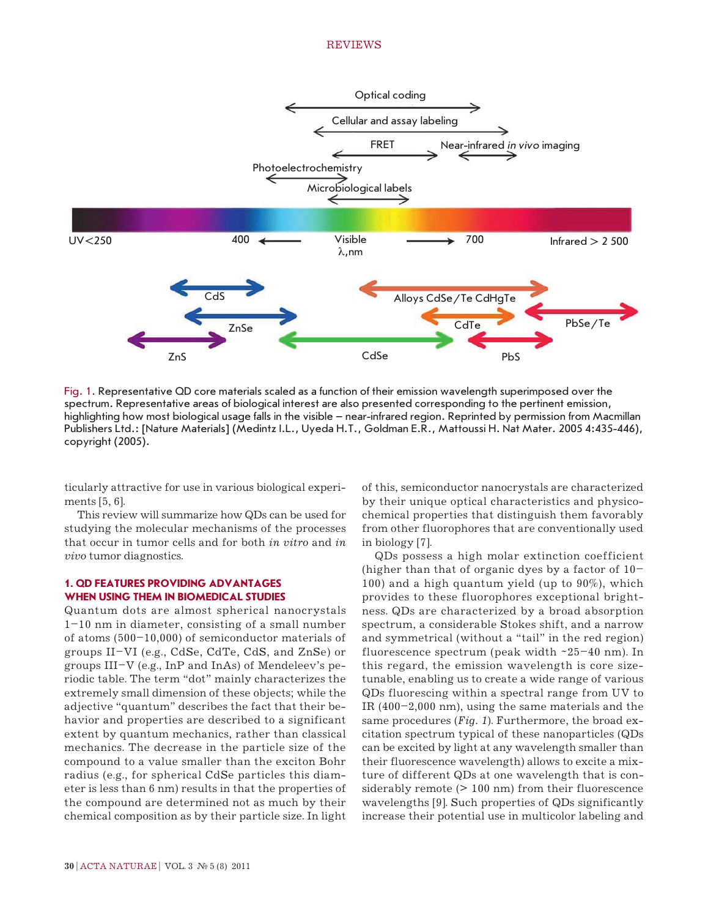Fig. 1. Representative QD core materials scaled as a function of their emission wavelength superimposed over the spectrum. Representative areas of biological interest are also presented corresponding to the pertinent emission, highlighting how most biological usage falls in the visible – near-infrared region. Reprinted by permission from Macmillan Publishers Ltd.: [Nature Materials] (Medintz I.L., Uyeda H.T., Goldman E.R., Mattoussi H. Nat Mater. 2005 4:435-446), copyright (2005).

ticularly attractive for use in various biological experiments [5, 6].

This review will summarize how QDs can be used for studying the molecular mechanisms of the processes that occur in tumor cells and for both *in vitro* and *in vivo* tumor diagnostics.

## 1. QD FEATURES PROVIDING ADVANTAGES WHEN USING THEM IN BIOMEDICAL STUDIES

Quantum dots are almost spherical nanocrystals 1–10 nm in diameter, consisting of a small number of atoms (500–10,000) of semiconductor materials of groups II–VI (e.g., CdSe, CdTe, CdS, and ZnSe) or groups III–V (e.g., InP and InAs) of Mendeleev's periodic table. The term "dot" mainly characterizes the extremely small dimension of these objects; while the adjective "quantum" describes the fact that their behavior and properties are described to a significant extent by quantum mechanics, rather than classical mechanics. The decrease in the particle size of the compound to a value smaller than the exciton Bohr radius (e.g., for spherical CdSe particles this diameter is less than 6 nm) results in that the properties of the compound are determined not as much by their chemical composition as by their particle size. In light of this, semiconductor nanocrystals are characterized by their unique optical characteristics and physicochemical properties that distinguish them favorably from other fluorophores that are conventionally used in biology [7].

QDs possess a high molar extinction coefficient (higher than that of organic dyes by a factor of 10–100) and a high quantum yield (up to 90%), which provides to these fluorophores exceptional brightness. QDs are characterized by a broad absorption spectrum, a considerable Stokes shift, and a narrow and symmetrical (without a "tail" in the red region) fluorescence spectrum (peak width ~25–40 nm). In this regard, the emission wavelength is core size-tunable, enabling us to create a wide range of various QDs fluorescing within a spectral range from UV to IR (400–2,000 nm), using the same materials and the same procedures (*Fig. 1*). Furthermore, the broad excitation spectrum typical of these nanoparticles (QDs can be excited by light at any wavelength smaller than their fluorescence wavelength) allows to excite a mixture of different QDs at one wavelength that is considerably remote (> 100 nm) from their fluorescence wavelengths [9]. Such properties of QDs significantly increase their potential use in multicolor labeling and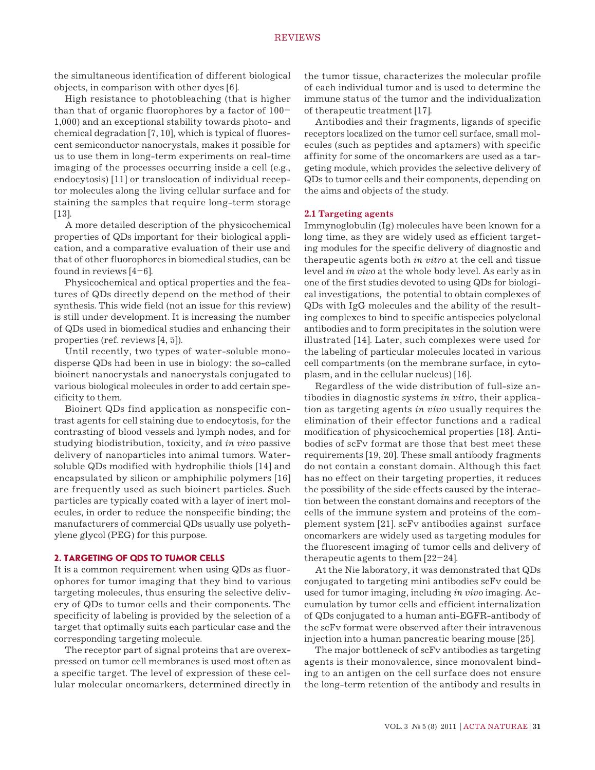the simultaneous identification of different biological objects, in comparison with other dyes [6].

High resistance to photobleaching (that is higher than that of organic fluorophores by a factor of 100–1,000) and an exceptional stability towards photo- and chemical degradation [7, 10], which is typical of fluorescent semiconductor nanocrystals, makes it possible for us to use them in long-term experiments on real-time imaging of the processes occurring inside a cell (e.g., endocytosis) [11] or translocation of individual receptor molecules along the living cellular surface and for staining the samples that require long-term storage [13].

A more detailed description of the physicochemical properties of QDs important for their biological application, and a comparative evaluation of their use and that of other fluorophores in biomedical studies, can be found in reviews [4–6].

Physicochemical and optical properties and the features of QDs directly depend on the method of their synthesis. This wide field (not an issue for this review) is still under development. It is increasing the number of QDs used in biomedical studies and enhancing their properties (ref. reviews [4, 5]).

Until recently, two types of water-soluble monodisperse QDs had been in use in biology: the so-called bioinert nanocrystals and nanocrystals conjugated to various biological molecules in order to add certain specificity to them.

Bioinert QDs find application as nonspecific contrast agents for cell staining due to endocytosis, for the contrasting of blood vessels and lymph nodes, and for studying biodistribution, toxicity, and *in vivo* passive delivery of nanoparticles into animal tumors. Water-soluble QDs modified with hydrophilic thiols [14] and encapsulated by silicon or amphiphilic polymers [16] are frequently used as such bioinert particles. Such particles are typically coated with a layer of inert molecules, in order to reduce the nonspecific binding; the manufacturers of commercial QDs usually use polyethylene glycol (PEG) for this purpose.

## 2. TARGETING OF QDS TO TUMOR CELLS

It is a common requirement when using QDs as fluorophores for tumor imaging that they bind to various targeting molecules, thus ensuring the selective delivery of QDs to tumor cells and their components. The specificity of labeling is provided by the selection of a target that optimally suits each particular case and the corresponding targeting molecule.

The receptor part of signal proteins that are overexpressed on tumor cell membranes is used most often as a specific target. The level of expression of these cellular molecular oncomarkers, determined directly in the tumor tissue, characterizes the molecular profile of each individual tumor and is used to determine the immune status of the tumor and the individualization of therapeutic treatment [17].

Antibodies and their fragments, ligands of specific receptors localized on the tumor cell surface, small molecules (such as peptides and aptamers) with specific affinity for some of the oncomarkers are used as a targeting module, which provides the selective delivery of QDs to tumor cells and their components, depending on the aims and objects of the study.

### 2.1 Targeting agents

Immynoglobulin (Ig) molecules have been known for a long time, as they are widely used as efficient targeting modules for the specific delivery of diagnostic and therapeutic agents both *in vitro* at the cell and tissue level and *in vivo* at the whole body level. As early as in one of the first studies devoted to using QDs for biological investigations, the potential to obtain complexes of QDs with IgG molecules and the ability of the resulting complexes to bind to specific antispecies polyclonal antibodies and to form precipitates in the solution were illustrated [14]. Later, such complexes were used for the labeling of particular molecules located in various cell compartments (on the membrane surface, in cytoplasm, and in the cellular nucleus) [16].

Regardless of the wide distribution of full-size antibodies in diagnostic systems *in vitro*, their application as targeting agents *in vivo* usually requires the elimination of their effector functions and a radical modification of physicochemical properties [18]. Antibodies of scFv format are those that best meet these requirements [19, 20]. These small antibody fragments do not contain a constant domain. Although this fact has no effect on their targeting properties, it reduces the possibility of the side effects caused by the interaction between the constant domains and receptors of the cells of the immune system and proteins of the complement system [21]. scFv antibodies against surface oncomarkers are widely used as targeting modules for the fluorescent imaging of tumor cells and delivery of therapeutic agents to them [22–24].

At the Nie laboratory, it was demonstrated that QDs conjugated to targeting mini antibodies scFv could be used for tumor imaging, including *in vivo* imaging. Accumulation by tumor cells and efficient internalization of QDs conjugated to a human anti-EGFR-antibody of the scFv format were observed after their intravenous injection into a human pancreatic bearing mouse [25].

The major bottleneck of scFv antibodies as targeting agents is their monovalence, since monovalent binding to an antigen on the cell surface does not ensure the long-term retention of the antibody and results in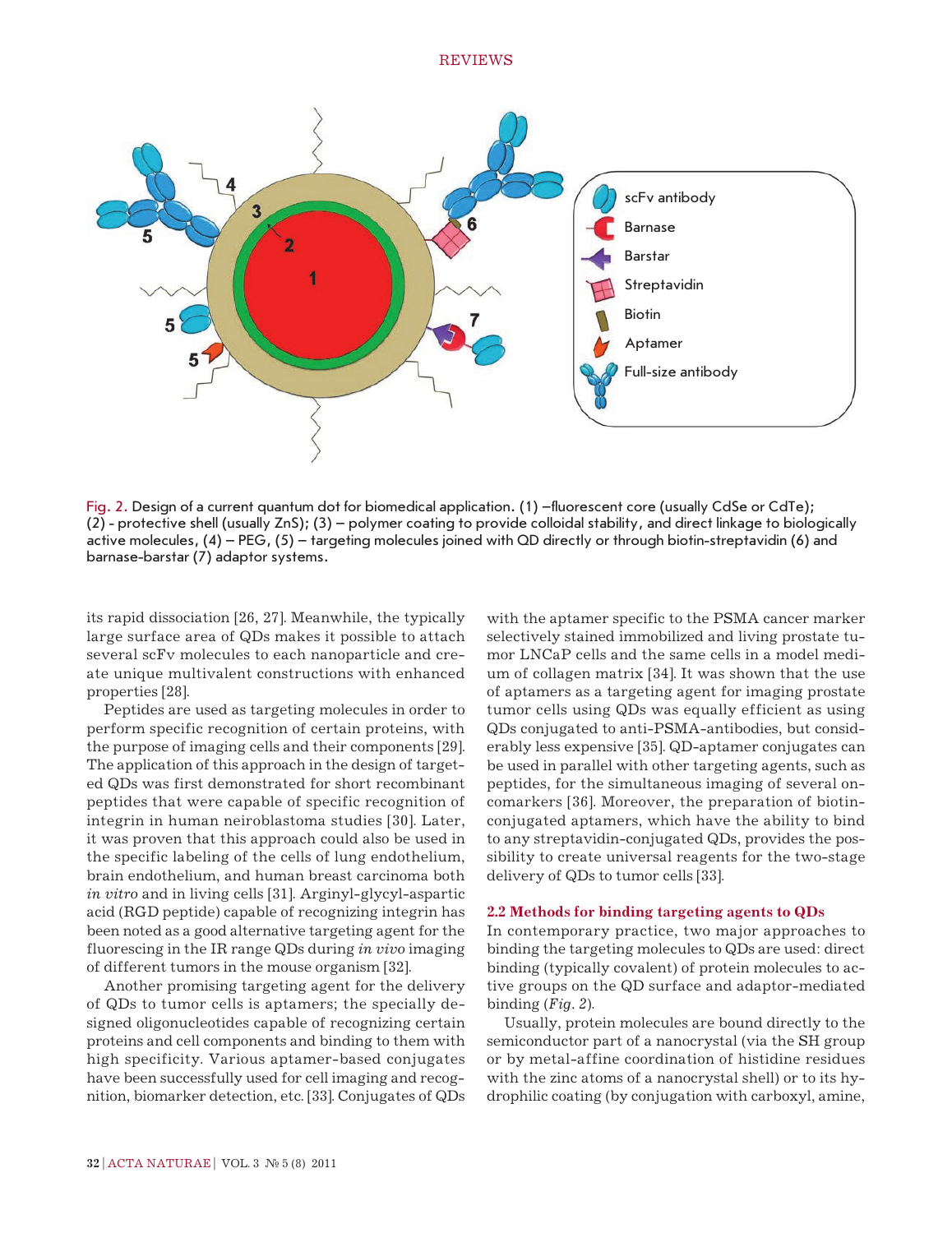Fig. 2. Design of a current quantum dot for biomedical application. (1) –fluorescent core (usually CdSe or CdTe); (2) - protective shell (usually ZnS); (3) – polymer coating to provide colloidal stability, and direct linkage to biologically active molecules, (4) – PEG, (5) – targeting molecules joined with QD directly or through biotin-streptavidin (6) and barnase-barstar (7) adaptor systems.

its rapid dissociation [26, 27]. Meanwhile, the typically large surface area of QDs makes it possible to attach several scFv molecules to each nanoparticle and create unique multivalent constructions with enhanced properties [28].

Peptides are used as targeting molecules in order to perform specific recognition of certain proteins, with the purpose of imaging cells and their components [29]. The application of this approach in the design of targeted QDs was first demonstrated for short recombinant peptides that were capable of specific recognition of integrin in human neiroblastoma studies [30]. Later, it was proven that this approach could also be used in the specific labeling of the cells of lung endothelium, brain endothelium, and human breast carcinoma both *in vitro* and in living cells [31]. Arginyl-glycyl-aspartic acid (RGD peptide) capable of recognizing integrin has been noted as a good alternative targeting agent for the fluorescing in the IR range QDs during *in vivo* imaging of different tumors in the mouse organism [32].

Another promising targeting agent for the delivery of QDs to tumor cells is aptamers; the specially designed oligonucleotides capable of recognizing certain proteins and cell components and binding to them with high specificity. Various aptamer-based conjugates have been successfully used for cell imaging and recognition, biomarker detection, etc. [33]. Conjugates of QDs with the aptamer specific to the PSMA cancer marker selectively stained immobilized and living prostate tumor LNCaP cells and the same cells in a model medium of collagen matrix [34]. It was shown that the use of aptamers as a targeting agent for imaging prostate tumor cells using QDs was equally efficient as using QDs conjugated to anti-PSMA-antibodies, but considerably less expensive [35]. QD-aptamer conjugates can be used in parallel with other targeting agents, such as peptides, for the simultaneous imaging of several oncomarkers [36]. Moreover, the preparation of biotin-conjugated aptamers, which have the ability to bind to any streptavidin-conjugated QDs, provides the possibility to create universal reagents for the two-stage delivery of QDs to tumor cells [33].

### 2.2 Methods for binding targeting agents to QDs

In contemporary practice, two major approaches to binding the targeting molecules to QDs are used: direct binding (typically covalent) of protein molecules to active groups on the QD surface and adaptor-mediated binding (*Fig. 2*).

Usually, protein molecules are bound directly to the semiconductor part of a nanocrystal (via the SH group or by metal-affine coordination of histidine residues with the zinc atoms of a nanocrystal shell) or to its hydrophilic coating (by conjugation with carboxyl, amine,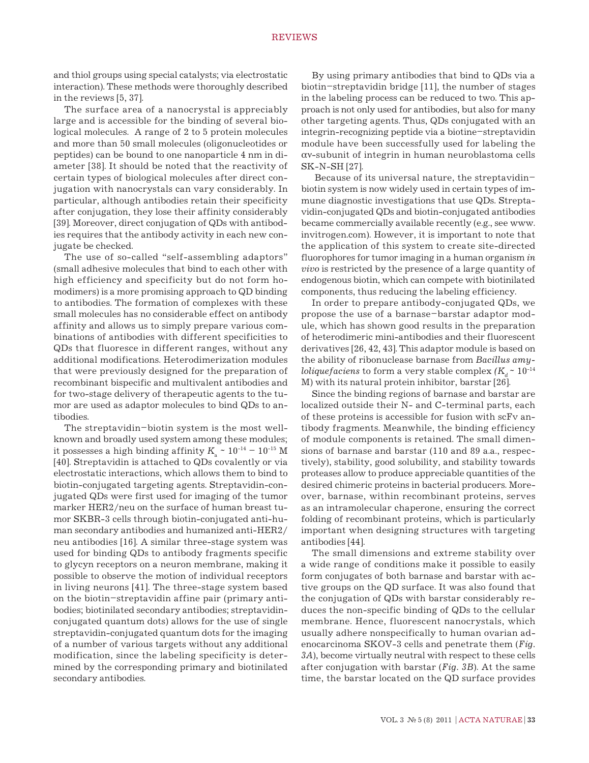and thiol groups using special catalysts; via electrostatic interaction). These methods were thoroughly described in the reviews [5, 37].

The surface area of a nanocrystal is appreciably large and is accessible for the binding of several biological molecules. A range of 2 to 5 protein molecules and more than 50 small molecules (oligonucleotides or peptides) can be bound to one nanoparticle 4 nm in diameter [38]. It should be noted that the reactivity of certain types of biological molecules after direct conjugation with nanocrystals can vary considerably. In particular, although antibodies retain their specificity after conjugation, they lose their affinity considerably [39]. Moreover, direct conjugation of QDs with antibodies requires that the antibody activity in each new conjugate be checked.

The use of so-called "self-assembling adaptors" (small adhesive molecules that bind to each other with high efficiency and specificity but do not form homodimers) is a more promising approach to QD binding to antibodies. The formation of complexes with these small molecules has no considerable effect on antibody affinity and allows us to simply prepare various combinations of antibodies with different specificities to QDs that fluoresce in different ranges, without any additional modifications. Heterodimerization modules that were previously designed for the preparation of recombinant bispecific and multivalent antibodies and for two-stage delivery of therapeutic agents to the tumor are used as adaptor molecules to bind QDs to antibodies.

The streptavidin–biotin system is the most well-known and broadly used system among these modules; it possesses a high binding affinity $K_a \sim 10^{-14} - 10^{-15}$ M [40]. Streptavidin is attached to QDs covalently or via electrostatic interactions, which allows them to bind to biotin-conjugated targeting agents. Streptavidin-conjugated QDs were first used for imaging of the tumor marker HER2/neu on the surface of human breast tumor SKBR-3 cells through biotin-conjugated anti-human secondary antibodies and humanized anti-HER2/neu antibodies [16]. A similar three-stage system was used for binding QDs to antibody fragments specific to glycyn receptors on a neuron membrane, making it possible to observe the motion of individual receptors in living neurons [41]. The three-stage system based on the biotin–streptavidin affine pair (primary antibodies; biotinilated secondary antibodies; streptavidin-conjugated quantum dots) allows for the use of single streptavidin-conjugated quantum dots for the imaging of a number of various targets without any additional modification, since the labeling specificity is determined by the corresponding primary and biotinilated secondary antibodies.

By using primary antibodies that bind to QDs via a biotin–streptavidin bridge [11], the number of stages in the labeling process can be reduced to two. This approach is not only used for antibodies, but also for many other targeting agents. Thus, QDs conjugated with an integrin-recognizing peptide via a biotine–streptavidin module have been successfully used for labeling the αv-subunit of integrin in human neuroblastoma cells SK-N-SH [27].

Because of its universal nature, the streptavidin–biotin system is now widely used in certain types of immune diagnostic investigations that use QDs. Streptavidin-conjugated QDs and biotin-conjugated antibodies became commercially available recently (e.g., see www.invitrogen.com). However, it is important to note that the application of this system to create site-directed fluorophores for tumor imaging in a human organism *in vivo* is restricted by the presence of a large quantity of endogenous biotin, which can compete with biotinilated components, thus reducing the labeling efficiency.

In order to prepare antibody-conjugated QDs, we propose the use of a barnase–barstar adaptor module, which has shown good results in the preparation of heterodimeric mini-antibodies and their fluorescent derivatives [26, 42, 43]. This adaptor module is based on the ability of ribonuclease barnase from *Bacillus amyloliquefaciens* to form a very stable complex ($K_d \sim 10^{-14}$ M) with its natural protein inhibitor, barstar [26].

Since the binding regions of barnase and barstar are localized outside their N- and C-terminal parts, each of these proteins is accessible for fusion with scFv antibody fragments. Meanwhile, the binding efficiency of module components is retained. The small dimensions of barnase and barstar (110 and 89 a.a., respectively), stability, good solubility, and stability towards proteases allow to produce appreciable quantities of the desired chimeric proteins in bacterial producers. Moreover, barnase, within recombinant proteins, serves as an intramolecular chaperone, ensuring the correct folding of recombinant proteins, which is particularly important when designing structures with targeting antibodies [44].

The small dimensions and extreme stability over a wide range of conditions make it possible to easily form conjugates of both barnase and barstar with active groups on the QD surface. It was also found that the conjugation of QDs with barstar considerably reduces the non-specific binding of QDs to the cellular membrane. Hence, fluorescent nanocrystals, which usually adhere nonspecifically to human ovarian adenocarcinoma SKOV-3 cells and penetrate them (*Fig. 3A*), become virtually neutral with respect to these cells after conjugation with barstar (*Fig. 3B*). At the same time, the barstar located on the QD surface provides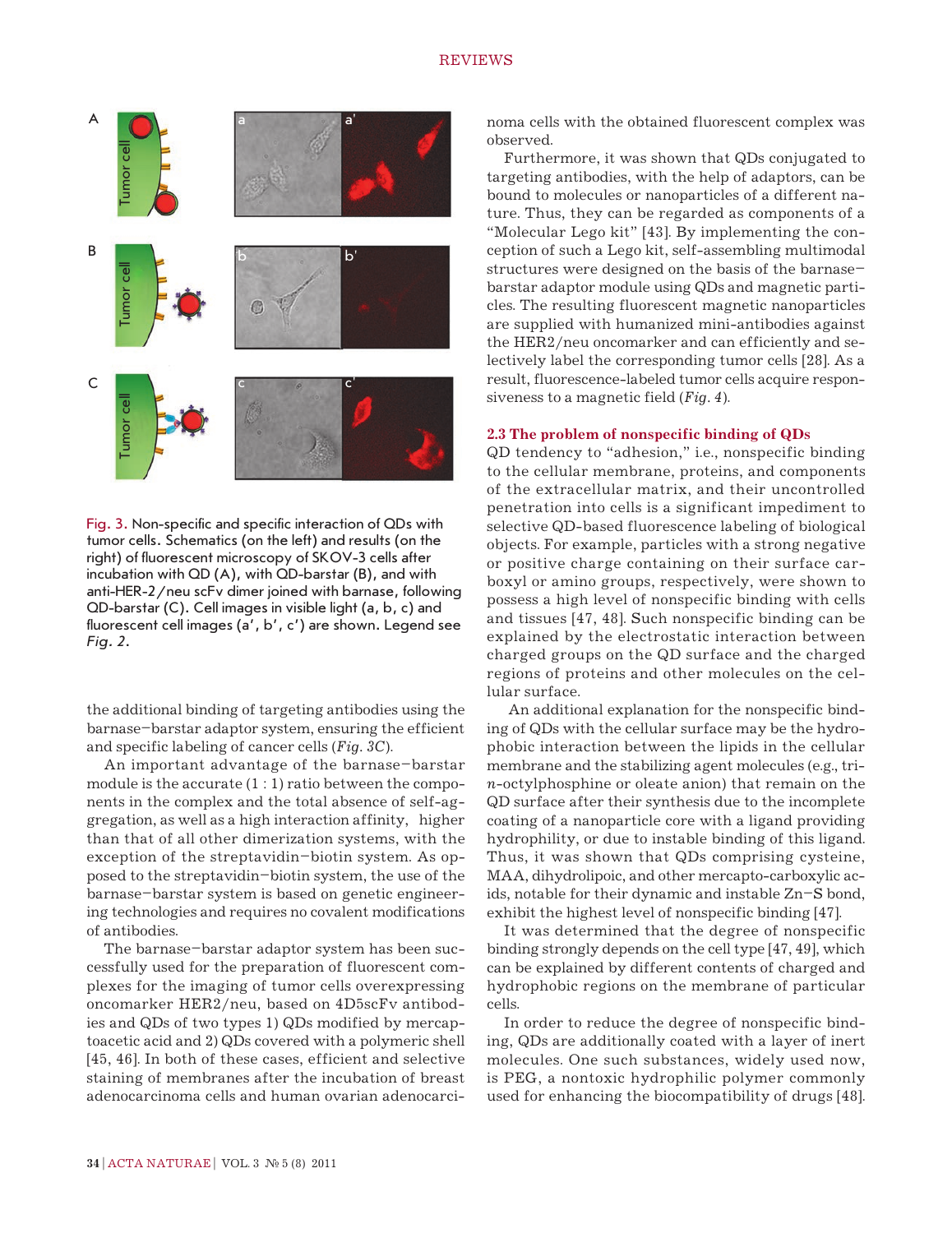Fig. 3. Non-specific and specific interaction of QDs with tumor cells. Schematics (on the left) and results (on the right) of fluorescent microscopy of SKOV-3 cells after incubation with QD (A), with QD-barstar (B), and with anti-HER-2/neu scFv dimer joined with barnase, following QD-barstar (C). Cell images in visible light (a, b, c) and fluorescent cell images (a', b', c') are shown. Legend see *Fig. 2*.

the additional binding of targeting antibodies using the barnase–barstar adaptor system, ensuring the efficient and specific labeling of cancer cells (*Fig. 3C*).

An important advantage of the barnase–barstar module is the accurate (1 : 1) ratio between the components in the complex and the total absence of self-aggregation, as well as a high interaction affinity, higher than that of all other dimerization systems, with the exception of the streptavidin–biotin system. As opposed to the streptavidin–biotin system, the use of the barnase–barstar system is based on genetic engineering technologies and requires no covalent modifications of antibodies.

The barnase–barstar adaptor system has been successfully used for the preparation of fluorescent complexes for the imaging of tumor cells overexpressing oncomarker HER2/neu, based on 4D5scFv antibodies and QDs of two types 1) QDs modified by mercaptoacetic acid and 2) QDs covered with a polymeric shell [45, 46]. In both of these cases, efficient and selective staining of membranes after the incubation of breast adenocarcinoma cells and human ovarian adenocarcinoma cells with the obtained fluorescent complex was observed.

Furthermore, it was shown that QDs conjugated to targeting antibodies, with the help of adaptors, can be bound to molecules or nanoparticles of a different nature. Thus, they can be regarded as components of a "Molecular Lego kit" [43]. By implementing the conception of such a Lego kit, self-assembling multimodal structures were designed on the basis of the barnase–barstar adaptor module using QDs and magnetic particles. The resulting fluorescent magnetic nanoparticles are supplied with humanized mini-antibodies against the HER2/neu oncomarker and can efficiently and selectively label the corresponding tumor cells [28]. As a result, fluorescence-labeled tumor cells acquire responsiveness to a magnetic field (*Fig. 4*).

### 2.3 The problem of nonspecific binding of QDs

QD tendency to "adhesion," i.e., nonspecific binding to the cellular membrane, proteins, and components of the extracellular matrix, and their uncontrolled penetration into cells is a significant impediment to selective QD-based fluorescence labeling of biological objects. For example, particles with a strong negative or positive charge containing on their surface carboxyl or amino groups, respectively, were shown to possess a high level of nonspecific binding with cells and tissues [47, 48]. Such nonspecific binding can be explained by the electrostatic interaction between charged groups on the QD surface and the charged regions of proteins and other molecules on the cellular surface.

An additional explanation for the nonspecific binding of QDs with the cellular surface may be the hydrophobic interaction between the lipids in the cellular membrane and the stabilizing agent molecules (e.g., tri-*n*-octylphosphine or oleate anion) that remain on the QD surface after their synthesis due to the incomplete coating of a nanoparticle core with a ligand providing hydrophility, or due to instable binding of this ligand. Thus, it was shown that QDs comprising cysteine, MAA, dihydrolipoic, and other mercapto-carboxylic acids, notable for their dynamic and instable Zn–S bond, exhibit the highest level of nonspecific binding [47].

It was determined that the degree of nonspecific binding strongly depends on the cell type [47, 49], which can be explained by different contents of charged and hydrophobic regions on the membrane of particular cells.

In order to reduce the degree of nonspecific binding, QDs are additionally coated with a layer of inert molecules. One such substances, widely used now, is PEG, a nontoxic hydrophilic polymer commonly used for enhancing the biocompatibility of drugs [48].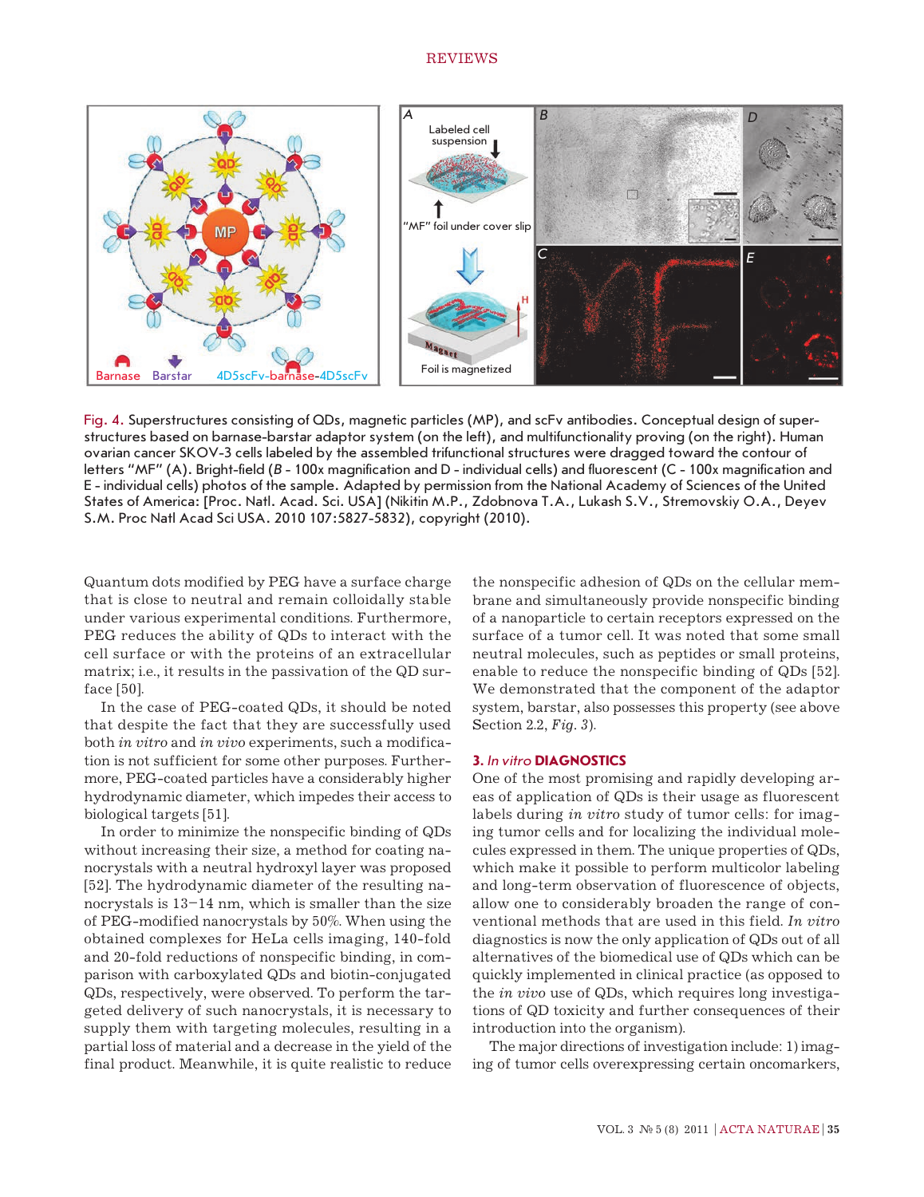Fig. 4. Superstructures consisting of QDs, magnetic particles (MP), and scFv antibodies. Conceptual design of superstructures based on barnase-barstar adaptor system (on the left), and multifunctionality proving (on the right). Human ovarian cancer SKOV-3 cells labeled by the assembled trifunctional structures were dragged toward the contour of letters "MF" (A). Bright-field (*B* - 100x magnification and D - individual cells) and fluorescent (C - 100x magnification and E - individual cells) photos of the sample. Adapted by permission from the National Academy of Sciences of the United States of America: [Proc. Natl. Acad. Sci. USA] (Nikitin M.P., Zdobnova T.A., Lukash S.V., Stremovskiy O.A., Deyev S.M. Proc Natl Acad Sci USA. 2010 107:5827-5832), copyright (2010).

Quantum dots modified by PEG have a surface charge that is close to neutral and remain colloidally stable under various experimental conditions. Furthermore, PEG reduces the ability of QDs to interact with the cell surface or with the proteins of an extracellular matrix; i.e., it results in the passivation of the QD surface [50].

In the case of PEG-coated QDs, it should be noted that despite the fact that they are successfully used both *in vitro* and *in vivo* experiments, such a modification is not sufficient for some other purposes. Furthermore, PEG-coated particles have a considerably higher hydrodynamic diameter, which impedes their access to biological targets [51].

In order to minimize the nonspecific binding of QDs without increasing their size, a method for coating nanocrystals with a neutral hydroxyl layer was proposed [52]. The hydrodynamic diameter of the resulting nanocrystals is 13–14 nm, which is smaller than the size of PEG-modified nanocrystals by 50%. When using the obtained complexes for HeLa cells imaging, 140-fold and 20-fold reductions of nonspecific binding, in comparison with carboxylated QDs and biotin-conjugated QDs, respectively, were observed. To perform the targeted delivery of such nanocrystals, it is necessary to supply them with targeting molecules, resulting in a partial loss of material and a decrease in the yield of the final product. Meanwhile, it is quite realistic to reduce the nonspecific adhesion of QDs on the cellular membrane and simultaneously provide nonspecific binding of a nanoparticle to certain receptors expressed on the surface of a tumor cell. It was noted that some small neutral molecules, such as peptides or small proteins, enable to reduce the nonspecific binding of QDs [52]. We demonstrated that the component of the adaptor system, barstar, also possesses this property (see above Section 2.2, *Fig. 3*).

## 3. *In vitro* DIAGNOSTICS

One of the most promising and rapidly developing areas of application of QDs is their usage as fluorescent labels during *in vitro* study of tumor cells: for imaging tumor cells and for localizing the individual molecules expressed in them. The unique properties of QDs, which make it possible to perform multicolor labeling and long-term observation of fluorescence of objects, allow one to considerably broaden the range of conventional methods that are used in this field. *In vitro* diagnostics is now the only application of QDs out of all alternatives of the biomedical use of QDs which can be quickly implemented in clinical practice (as opposed to the *in vivo* use of QDs, which requires long investigations of QD toxicity and further consequences of their introduction into the organism).

The major directions of investigation include: 1) imaging of tumor cells overexpressing certain oncomarkers,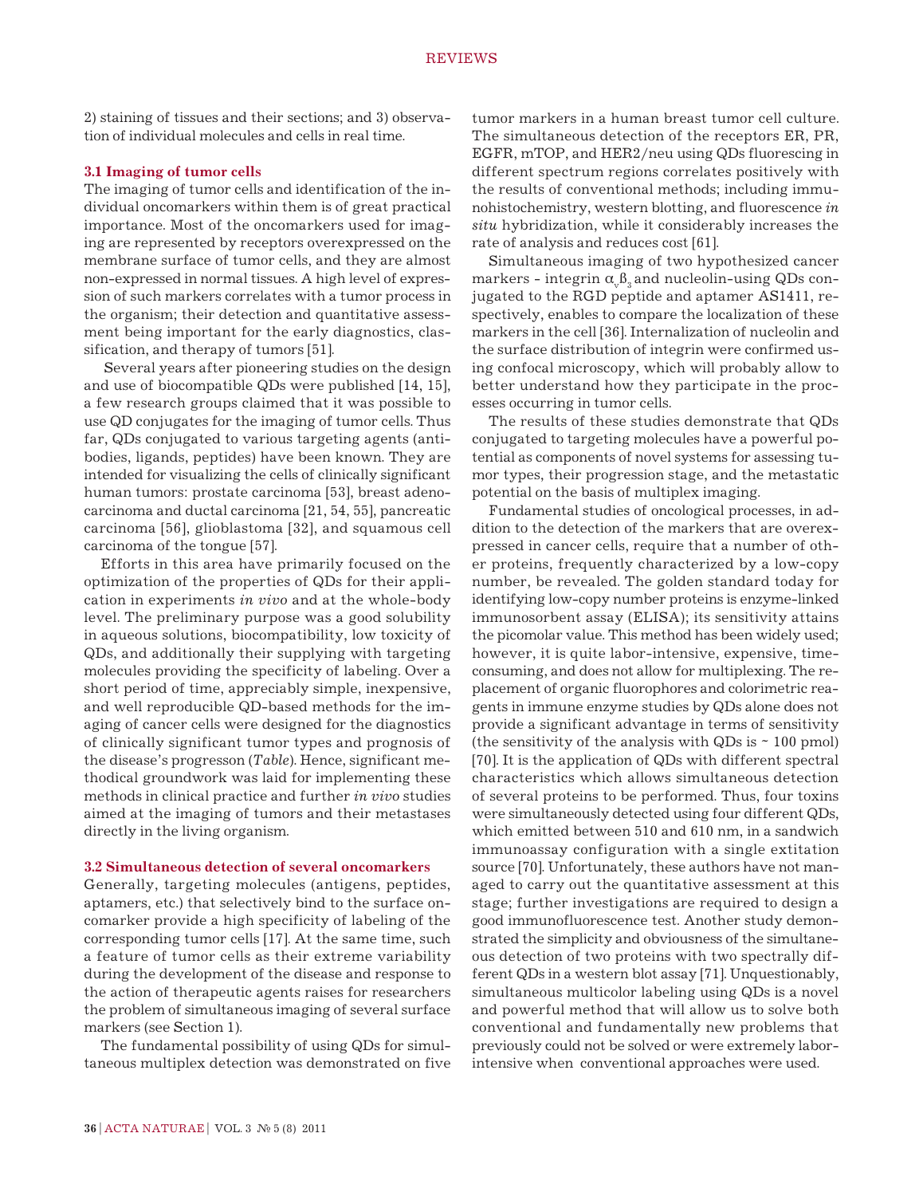2) staining of tissues and their sections; and 3) observation of individual molecules and cells in real time.

### 3.1 Imaging of tumor cells

The imaging of tumor cells and identification of the individual oncomarkers within them is of great practical importance. Most of the oncomarkers used for imaging are represented by receptors overexpressed on the membrane surface of tumor cells, and they are almost non-expressed in normal tissues. A high level of expression of such markers correlates with a tumor process in the organism; their detection and quantitative assessment being important for the early diagnostics, classification, and therapy of tumors [51].

Several years after pioneering studies on the design and use of biocompatible QDs were published [14, 15], a few research groups claimed that it was possible to use QD conjugates for the imaging of tumor cells. Thus far, QDs conjugated to various targeting agents (antibodies, ligands, peptides) have been known. They are intended for visualizing the cells of clinically significant human tumors: prostate carcinoma [53], breast adenocarcinoma and ductal carcinoma [21, 54, 55], pancreatic carcinoma [56], glioblastoma [32], and squamous cell carcinoma of the tongue [57].

Efforts in this area have primarily focused on the optimization of the properties of QDs for their application in experiments *in vivo* and at the whole-body level. The preliminary purpose was a good solubility in aqueous solutions, biocompatibility, low toxicity of QDs, and additionally their supplying with targeting molecules providing the specificity of labeling. Over a short period of time, appreciably simple, inexpensive, and well reproducible QD-based methods for the imaging of cancer cells were designed for the diagnostics of clinically significant tumor types and prognosis of the disease's progression (*Table*). Hence, significant methodical groundwork was laid for implementing these methods in clinical practice and further *in vivo* studies aimed at the imaging of tumors and their metastases directly in the living organism.

### 3.2 Simultaneous detection of several oncomarkers

Generally, targeting molecules (antigens, peptides, aptamers, etc.) that selectively bind to the surface oncomarker provide a high specificity of labeling of the corresponding tumor cells [17]. At the same time, such a feature of tumor cells as their extreme variability during the development of the disease and response to the action of therapeutic agents raises for researchers the problem of simultaneous imaging of several surface markers (see Section 1).

The fundamental possibility of using QDs for simultaneous multiplex detection was demonstrated on five tumor markers in a human breast tumor cell culture. The simultaneous detection of the receptors ER, PR, EGFR, mTOP, and HER2/neu using QDs fluorescing in different spectrum regions correlates positively with the results of conventional methods; including immunohistochemistry, western blotting, and fluorescence *in situ* hybridization, while it considerably increases the rate of analysis and reduces cost [61].

Simultaneous imaging of two hypothesized cancer markers - integrin $\alpha_v\beta_3$ and nucleolin-using QDs conjugated to the RGD peptide and aptamer AS1411, respectively, enables to compare the localization of these markers in the cell [36]. Internalization of nucleolin and the surface distribution of integrin were confirmed using confocal microscopy, which will probably allow to better understand how they participate in the processes occurring in tumor cells.

The results of these studies demonstrate that QDs conjugated to targeting molecules have a powerful potential as components of novel systems for assessing tumor types, their progression stage, and the metastatic potential on the basis of multiplex imaging.

Fundamental studies of oncological processes, in addition to the detection of the markers that are overexpressed in cancer cells, require that a number of other proteins, frequently characterized by a low-copy number, be revealed. The golden standard today for identifying low-copy number proteins is enzyme-linked immunosorbent assay (ELISA); its sensitivity attains the picomolar value. This method has been widely used; however, it is quite labor-intensive, expensive, time-consuming, and does not allow for multiplexing. The replacement of organic fluorophores and colorimetric reagents in immune enzyme studies by QDs alone does not provide a significant advantage in terms of sensitivity (the sensitivity of the analysis with QDs is ~ 100 pmol) [70]. It is the application of QDs with different spectral characteristics which allows simultaneous detection of several proteins to be performed. Thus, four toxins were simultaneously detected using four different QDs, which emitted between 510 and 610 nm, in a sandwich immunoassay configuration with a single extitation source [70]. Unfortunately, these authors have not managed to carry out the quantitative assessment at this stage; further investigations are required to design a good immunofluorescence test. Another study demonstrated the simplicity and obviousness of the simultaneous detection of two proteins with two spectrally different QDs in a western blot assay [71]. Unquestionably, simultaneous multicolor labeling using QDs is a novel and powerful method that will allow us to solve both conventional and fundamentally new problems that previously could not be solved or were extremely labor-intensive when conventional approaches were used.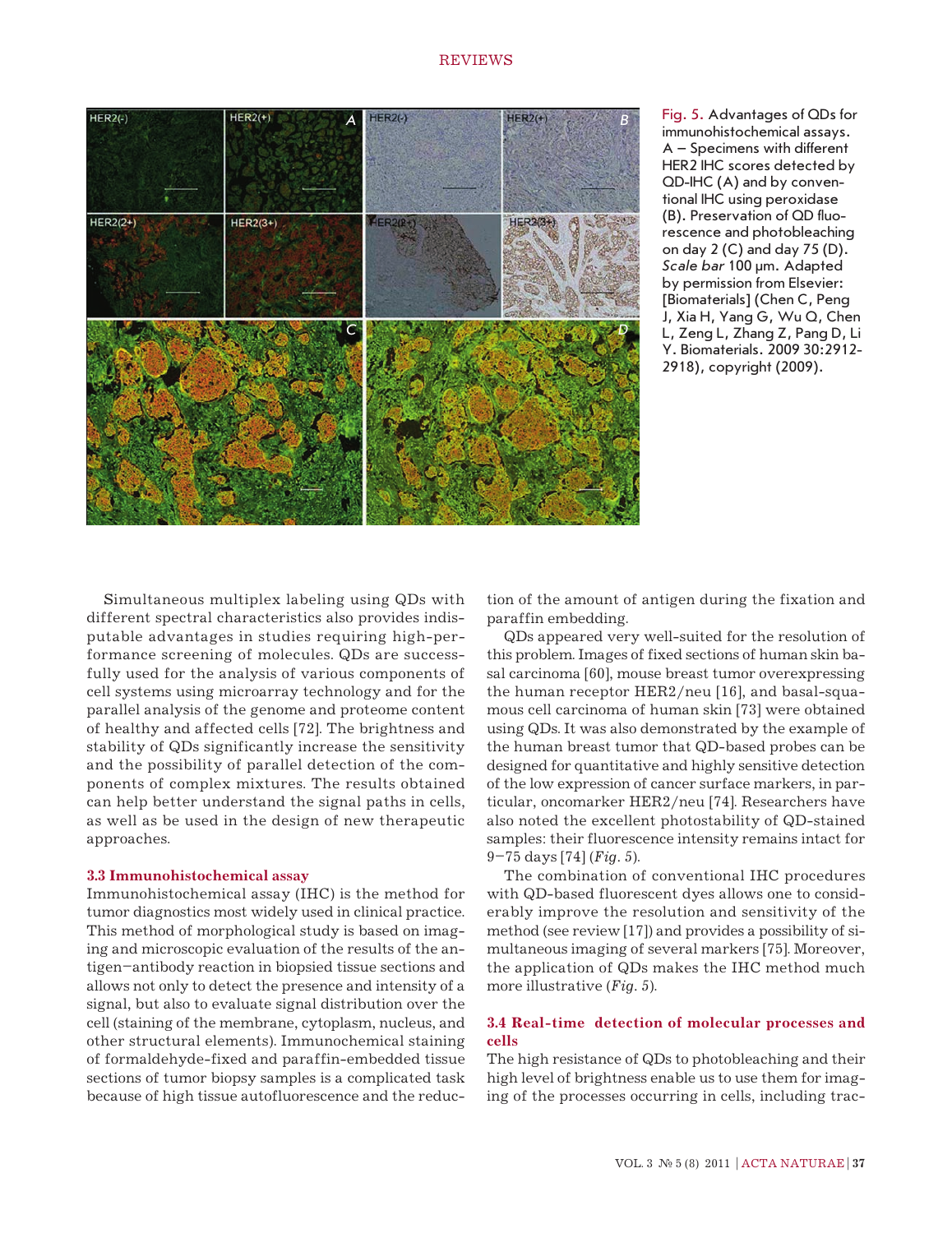Fig. 5. Advantages of QDs for immunohistochemical assays. A – Specimens with different HER2 IHC scores detected by QD-IHC (A) and by conventional IHC using peroxidase (B). Preservation of QD fluorescence and photobleaching on day 2 (C) and day 75 (D). *Scale bar* 100 μm. Adapted by permission from Elsevier: [Biomaterials] (Chen C, Peng J, Xia H, Yang G, Wu Q, Chen L, Zeng L, Zhang Z, Pang D, Li Y. Biomaterials. 2009 30:2912-2918), copyright (2009).

Simultaneous multiplex labeling using QDs with different spectral characteristics also provides indisputable advantages in studies requiring high-performance screening of molecules. QDs are successfully used for the analysis of various components of cell systems using microarray technology and for the parallel analysis of the genome and proteome content of healthy and affected cells [72]. The brightness and stability of QDs significantly increase the sensitivity and the possibility of parallel detection of the components of complex mixtures. The results obtained can help better understand the signal paths in cells, as well as be used in the design of new therapeutic approaches.

### 3.3 Immunohistochemical assay

Immunohistochemical assay (IHC) is the method for tumor diagnostics most widely used in clinical practice. This method of morphological study is based on imaging and microscopic evaluation of the results of the antigen–antibody reaction in biopsied tissue sections and allows not only to detect the presence and intensity of a signal, but also to evaluate signal distribution over the cell (staining of the membrane, cytoplasm, nucleus, and other structural elements). Immunochemical staining of formaldehyde-fixed and paraffin-embedded tissue sections of tumor biopsy samples is a complicated task because of high tissue autofluorescence and the reduction of the amount of antigen during the fixation and paraffin embedding.

QDs appeared very well-suited for the resolution of this problem. Images of fixed sections of human skin basal carcinoma [60], mouse breast tumor overexpressing the human receptor HER2/neu [16], and basal-squamous cell carcinoma of human skin [73] were obtained using QDs. It was also demonstrated by the example of the human breast tumor that QD-based probes can be designed for quantitative and highly sensitive detection of the low expression of cancer surface markers, in particular, oncomarker HER2/neu [74]. Researchers have also noted the excellent photostability of QD-stained samples: their fluorescence intensity remains intact for 9–75 days [74] (*Fig. 5*).

The combination of conventional IHC procedures with QD-based fluorescent dyes allows one to considerably improve the resolution and sensitivity of the method (see review [17]) and provides a possibility of simultaneous imaging of several markers [75]. Moreover, the application of QDs makes the IHC method much more illustrative (*Fig. 5*).

### 3.4 Real-time detection of molecular processes and cells

The high resistance of QDs to photobleaching and their high level of brightness enable us to use them for imaging of the processes occurring in cells, including trac-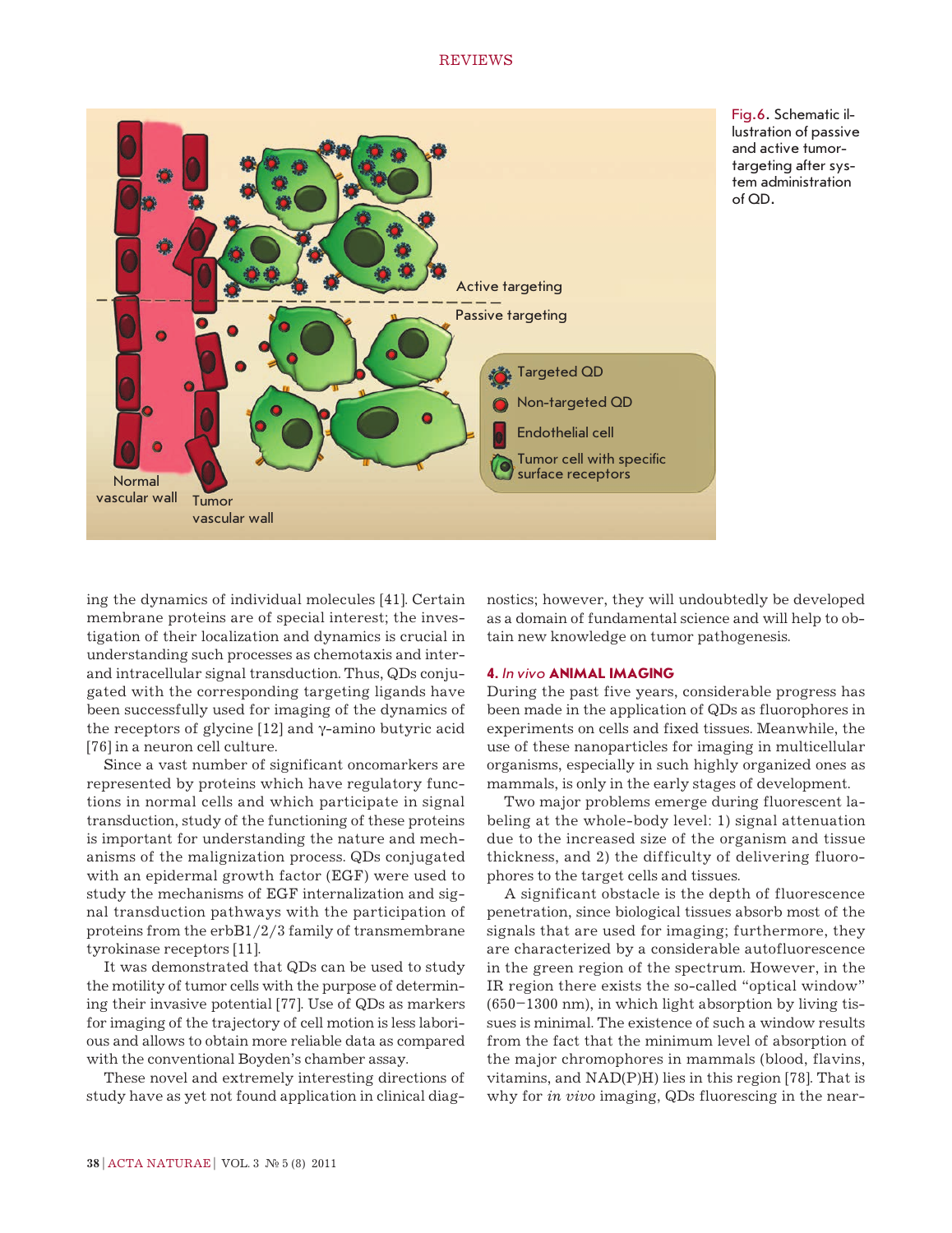Fig.6. Schematic illustration of passive and active tumor-targeting after system administration of QD.

ing the dynamics of individual molecules [41]. Certain membrane proteins are of special interest; the investigation of their localization and dynamics is crucial in understanding such processes as chemotaxis and inter- and intracellular signal transduction. Thus, QDs conjugated with the corresponding targeting ligands have been successfully used for imaging of the dynamics of the receptors of glycine [12] and γ-amino butyric acid [76] in a neuron cell culture.

Since a vast number of significant oncomarkers are represented by proteins which have regulatory functions in normal cells and which participate in signal transduction, study of the functioning of these proteins is important for understanding the nature and mechanisms of the malignization process. QDs conjugated with an epidermal growth factor (EGF) were used to study the mechanisms of EGF internalization and signal transduction pathways with the participation of proteins from the erbB1/2/3 family of transmembrane tyrokinase receptors [11].

It was demonstrated that QDs can be used to study the motility of tumor cells with the purpose of determining their invasive potential [77]. Use of QDs as markers for imaging of the trajectory of cell motion is less laborious and allows to obtain more reliable data as compared with the conventional Boyden's chamber assay.

These novel and extremely interesting directions of study have as yet not found application in clinical diagnostics; however, they will undoubtedly be developed as a domain of fundamental science and will help to obtain new knowledge on tumor pathogenesis.

## 4. *In vivo* ANIMAL IMAGING

During the past five years, considerable progress has been made in the application of QDs as fluorophores in experiments on cells and fixed tissues. Meanwhile, the use of these nanoparticles for imaging in multicellular organisms, especially in such highly organized ones as mammals, is only in the early stages of development.

Two major problems emerge during fluorescent labeling at the whole-body level: 1) signal attenuation due to the increased size of the organism and tissue thickness, and 2) the difficulty of delivering fluorophores to the target cells and tissues.

A significant obstacle is the depth of fluorescence penetration, since biological tissues absorb most of the signals that are used for imaging; furthermore, they are characterized by a considerable autofluorescence in the green region of the spectrum. However, in the IR region there exists the so-called "optical window" (650–1300 nm), in which light absorption by living tissues is minimal. The existence of such a window results from the fact that the minimum level of absorption of the major chromophores in mammals (blood, flavins, vitamins, and NAD(P)H) lies in this region [78]. That is why for *in vivo* imaging, QDs fluorescing in the near-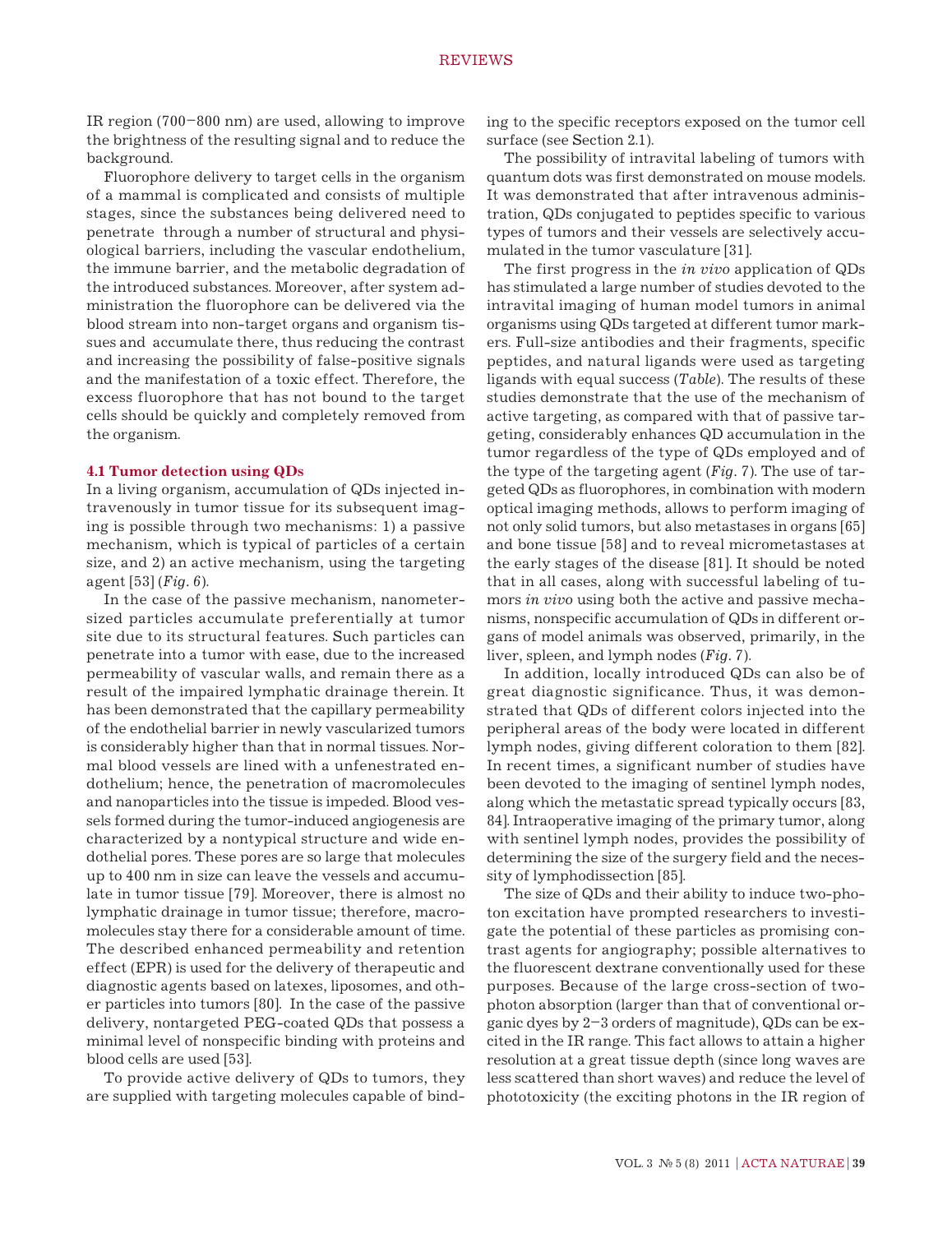IR region (700–800 nm) are used, allowing to improve the brightness of the resulting signal and to reduce the background.

Fluorophore delivery to target cells in the organism of a mammal is complicated and consists of multiple stages, since the substances being delivered need to penetrate through a number of structural and physiological barriers, including the vascular endothelium, the immune barrier, and the metabolic degradation of the introduced substances. Moreover, after system administration the fluorophore can be delivered via the blood stream into non-target organs and organism tissues and accumulate there, thus reducing the contrast and increasing the possibility of false-positive signals and the manifestation of a toxic effect. Therefore, the excess fluorophore that has not bound to the target cells should be quickly and completely removed from the organism.

### 4.1 Tumor detection using QDs

In a living organism, accumulation of QDs injected intravenously in tumor tissue for its subsequent imaging is possible through two mechanisms: 1) a passive mechanism, which is typical of particles of a certain size, and 2) an active mechanism, using the targeting agent [53] (*Fig. 6*).

In the case of the passive mechanism, nanometer-sized particles accumulate preferentially at tumor site due to its structural features. Such particles can penetrate into a tumor with ease, due to the increased permeability of vascular walls, and remain there as a result of the impaired lymphatic drainage therein. It has been demonstrated that the capillary permeability of the endothelial barrier in newly vascularized tumors is considerably higher than that in normal tissues. Normal blood vessels are lined with a unfenestrated endothelium; hence, the penetration of macromolecules and nanoparticles into the tissue is impeded. Blood vessels formed during the tumor-induced angiogenesis are characterized by a nontypical structure and wide endothelial pores. These pores are so large that molecules up to 400 nm in size can leave the vessels and accumulate in tumor tissue [79]. Moreover, there is almost no lymphatic drainage in tumor tissue; therefore, macromolecules stay there for a considerable amount of time. The described enhanced permeability and retention effect (EPR) is used for the delivery of therapeutic and diagnostic agents based on latexes, liposomes, and other particles into tumors [80]. In the case of the passive delivery, nontargeted PEG-coated QDs that possess a minimal level of nonspecific binding with proteins and blood cells are used [53].

To provide active delivery of QDs to tumors, they are supplied with targeting molecules capable of binding to the specific receptors exposed on the tumor cell surface (see Section 2.1).

The possibility of intravital labeling of tumors with quantum dots was first demonstrated on mouse models. It was demonstrated that after intravenous administration, QDs conjugated to peptides specific to various types of tumors and their vessels are selectively accumulated in the tumor vasculature [31].

The first progress in the *in vivo* application of QDs has stimulated a large number of studies devoted to the intravital imaging of human model tumors in animal organisms using QDs targeted at different tumor markers. Full-size antibodies and their fragments, specific peptides, and natural ligands were used as targeting ligands with equal success (*Table*). The results of these studies demonstrate that the use of the mechanism of active targeting, as compared with that of passive targeting, considerably enhances QD accumulation in the tumor regardless of the type of QDs employed and of the type of the targeting agent (*Fig. 7*). The use of targeted QDs as fluorophores, in combination with modern optical imaging methods, allows to perform imaging of not only solid tumors, but also metastases in organs [65] and bone tissue [58] and to reveal micrometastases at the early stages of the disease [81]. It should be noted that in all cases, along with successful labeling of tumors *in vivo* using both the active and passive mechanisms, nonspecific accumulation of QDs in different organs of model animals was observed, primarily, in the liver, spleen, and lymph nodes (*Fig. 7*).

In addition, locally introduced QDs can also be of great diagnostic significance. Thus, it was demonstrated that QDs of different colors injected into the peripheral areas of the body were located in different lymph nodes, giving different coloration to them [82]. In recent times, a significant number of studies have been devoted to the imaging of sentinel lymph nodes, along which the metastatic spread typically occurs [83, 84]. Intraoperative imaging of the primary tumor, along with sentinel lymph nodes, provides the possibility of determining the size of the surgery field and the necessity of lymphodissection [85].

The size of QDs and their ability to induce two-photon excitation have prompted researchers to investigate the potential of these particles as promising contrast agents for angiography; possible alternatives to the fluorescent dextrane conventionally used for these purposes. Because of the large cross-section of two-photon absorption (larger than that of conventional organic dyes by 2–3 orders of magnitude), QDs can be excited in the IR range. This fact allows to attain a higher resolution at a great tissue depth (since long waves are less scattered than short waves) and reduce the level of phototoxicity (the exciting photons in the IR region of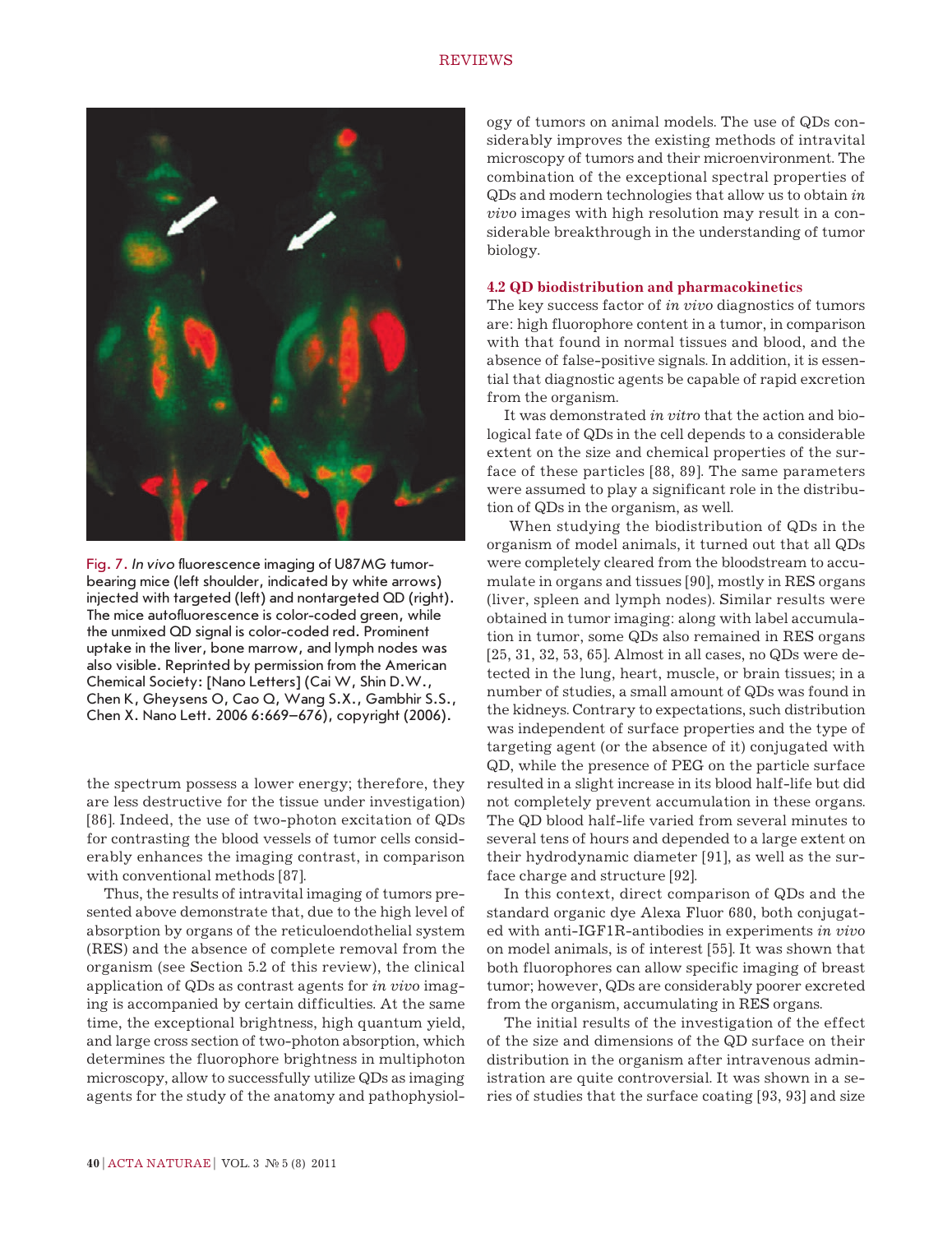Fig. 7. *In vivo* fluorescence imaging of U87MG tumor-bearing mice (left shoulder, indicated by white arrows) injected with targeted (left) and nontargeted QD (right). The mice autofluorescence is color-coded green, while the unmixed QD signal is color-coded red. Prominent uptake in the liver, bone marrow, and lymph nodes was also visible. Reprinted by permission from the American Chemical Society: [Nano Letters] (Cai W, Shin D.W., Chen K, Gheysens O, Cao Q, Wang S.X., Gambhir S.S., Chen X. Nano Lett. 2006 6:669–676), copyright (2006).

the spectrum possess a lower energy; therefore, they are less destructive for the tissue under investigation) [86]. Indeed, the use of two-photon excitation of QDs for contrasting the blood vessels of tumor cells considerably enhances the imaging contrast, in comparison with conventional methods [87].

Thus, the results of intravital imaging of tumors presented above demonstrate that, due to the high level of absorption by organs of the reticuloendothelial system (RES) and the absence of complete removal from the organism (see Section 5.2 of this review), the clinical application of QDs as contrast agents for *in vivo* imaging is accompanied by certain difficulties. At the same time, the exceptional brightness, high quantum yield, and large cross section of two-photon absorption, which determines the fluorophore brightness in multiphoton microscopy, allow to successfully utilize QDs as imaging agents for the study of the anatomy and pathophysiology of tumors on animal models. The use of QDs considerably improves the existing methods of intravital microscopy of tumors and their microenvironment. The combination of the exceptional spectral properties of QDs and modern technologies that allow us to obtain *in vivo* images with high resolution may result in a considerable breakthrough in the understanding of tumor biology.

### 4.2 QD biodistribution and pharmacokinetics

The key success factor of *in vivo* diagnostics of tumors are: high fluorophore content in a tumor, in comparison with that found in normal tissues and blood, and the absence of false-positive signals. In addition, it is essential that diagnostic agents be capable of rapid excretion from the organism.

It was demonstrated *in vitro* that the action and biological fate of QDs in the cell depends to a considerable extent on the size and chemical properties of the surface of these particles [88, 89]. The same parameters were assumed to play a significant role in the distribution of QDs in the organism, as well.

When studying the biodistribution of QDs in the organism of model animals, it turned out that all QDs were completely cleared from the bloodstream to accumulate in organs and tissues [90], mostly in RES organs (liver, spleen and lymph nodes). Similar results were obtained in tumor imaging: along with label accumulation in tumor, some QDs also remained in RES organs [25, 31, 32, 53, 65]. Almost in all cases, no QDs were detected in the lung, heart, muscle, or brain tissues; in a number of studies, a small amount of QDs was found in the kidneys. Contrary to expectations, such distribution was independent of surface properties and the type of targeting agent (or the absence of it) conjugated with QD, while the presence of PEG on the particle surface resulted in a slight increase in its blood half-life but did not completely prevent accumulation in these organs. The QD blood half-life varied from several minutes to several tens of hours and depended to a large extent on their hydrodynamic diameter [91], as well as the surface charge and structure [92].

In this context, direct comparison of QDs and the standard organic dye Alexa Fluor 680, both conjugated with anti-IGF1R-antibodies in experiments *in vivo* on model animals, is of interest [55]. It was shown that both fluorophores can allow specific imaging of breast tumor; however, QDs are considerably poorer excreted from the organism, accumulating in RES organs.

The initial results of the investigation of the effect of the size and dimensions of the QD surface on their distribution in the organism after intravenous administration are quite controversial. It was shown in a series of studies that the surface coating [93, 93] and size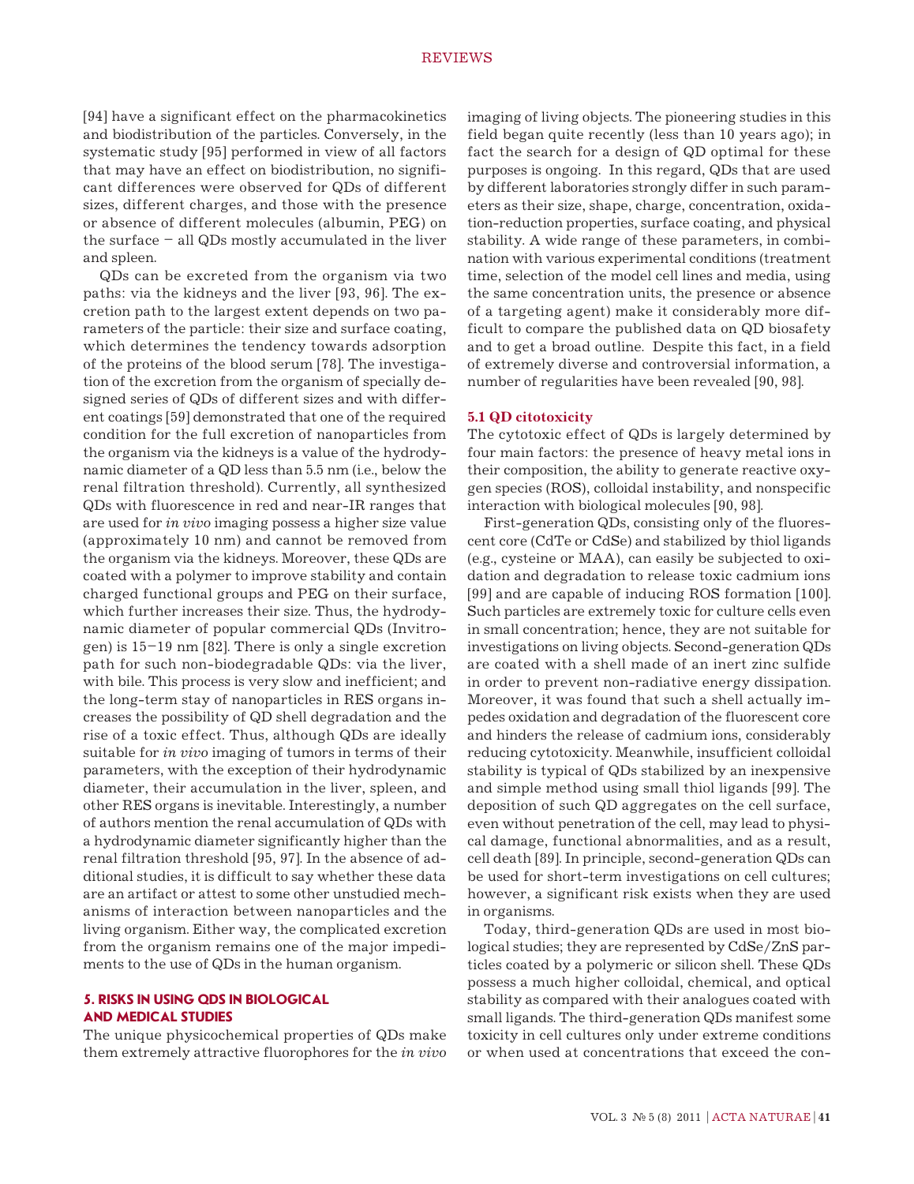[94] have a significant effect on the pharmacokinetics and biodistribution of the particles. Conversely, in the systematic study [95] performed in view of all factors that may have an effect on biodistribution, no significant differences were observed for QDs of different sizes, different charges, and those with the presence or absence of different molecules (albumin, PEG) on the surface – all QDs mostly accumulated in the liver and spleen.

QDs can be excreted from the organism via two paths: via the kidneys and the liver [93, 96]. The excretion path to the largest extent depends on two parameters of the particle: their size and surface coating, which determines the tendency towards adsorption of the proteins of the blood serum [78]. The investigation of the excretion from the organism of specially designed series of QDs of different sizes and with different coatings [59] demonstrated that one of the required condition for the full excretion of nanoparticles from the organism via the kidneys is a value of the hydrodynamic diameter of a QD less than 5.5 nm (i.e., below the renal filtration threshold). Currently, all synthesized QDs with fluorescence in red and near-IR ranges that are used for *in vivo* imaging possess a higher size value (approximately 10 nm) and cannot be removed from the organism via the kidneys. Moreover, these QDs are coated with a polymer to improve stability and contain charged functional groups and PEG on their surface, which further increases their size. Thus, the hydrodynamic diameter of popular commercial QDs (Invitrogen) is 15–19 nm [82]. There is only a single excretion path for such non-biodegradable QDs: via the liver, with bile. This process is very slow and inefficient; and the long-term stay of nanoparticles in RES organs increases the possibility of QD shell degradation and the rise of a toxic effect. Thus, although QDs are ideally suitable for *in vivo* imaging of tumors in terms of their parameters, with the exception of their hydrodynamic diameter, their accumulation in the liver, spleen, and other RES organs is inevitable. Interestingly, a number of authors mention the renal accumulation of QDs with a hydrodynamic diameter significantly higher than the renal filtration threshold [95, 97]. In the absence of additional studies, it is difficult to say whether these data are an artifact or attest to some other unstudied mechanisms of interaction between nanoparticles and the living organism. Either way, the complicated excretion from the organism remains one of the major impediments to the use of QDs in the human organism.

## 5. RISKS IN USING QDS IN BIOLOGICAL AND MEDICAL STUDIES

The unique physicochemical properties of QDs make them extremely attractive fluorophores for the *in vivo* imaging of living objects. The pioneering studies in this field began quite recently (less than 10 years ago); in fact the search for a design of QD optimal for these purposes is ongoing. In this regard, QDs that are used by different laboratories strongly differ in such parameters as their size, shape, charge, concentration, oxidation-reduction properties, surface coating, and physical stability. A wide range of these parameters, in combination with various experimental conditions (treatment time, selection of the model cell lines and media, using the same concentration units, the presence or absence of a targeting agent) make it considerably more difficult to compare the published data on QD biosafety and to get a broad outline. Despite this fact, in a field of extremely diverse and controversial information, a number of regularities have been revealed [90, 98].

### 5.1 QD citotoxicity

The cytotoxic effect of QDs is largely determined by four main factors: the presence of heavy metal ions in their composition, the ability to generate reactive oxygen species (ROS), colloidal instability, and nonspecific interaction with biological molecules [90, 98].

First-generation QDs, consisting only of the fluorescent core (CdTe or CdSe) and stabilized by thiol ligands (e.g., cysteine or MAA), can easily be subjected to oxidation and degradation to release toxic cadmium ions [99] and are capable of inducing ROS formation [100]. Such particles are extremely toxic for culture cells even in small concentration; hence, they are not suitable for investigations on living objects. Second-generation QDs are coated with a shell made of an inert zinc sulfide in order to prevent non-radiative energy dissipation. Moreover, it was found that such a shell actually impedes oxidation and degradation of the fluorescent core and hinders the release of cadmium ions, considerably reducing cytotoxicity. Meanwhile, insufficient colloidal stability is typical of QDs stabilized by an inexpensive and simple method using small thiol ligands [99]. The deposition of such QD aggregates on the cell surface, even without penetration of the cell, may lead to physical damage, functional abnormalities, and as a result, cell death [89]. In principle, second-generation QDs can be used for short-term investigations on cell cultures; however, a significant risk exists when they are used in organisms.

Today, third-generation QDs are used in most biological studies; they are represented by CdSe/ZnS particles coated by a polymeric or silicon shell. These QDs possess a much higher colloidal, chemical, and optical stability as compared with their analogues coated with small ligands. The third-generation QDs manifest some toxicity in cell cultures only under extreme conditions or when used at concentrations that exceed the con-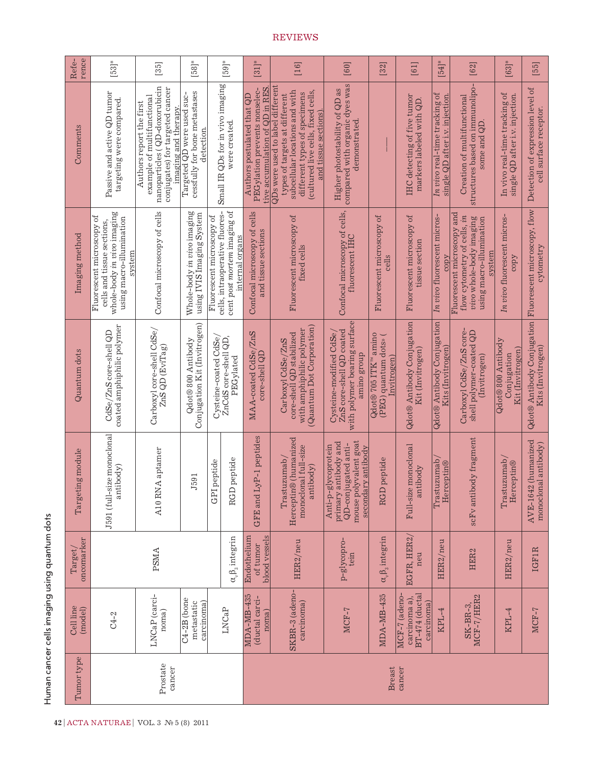Human cancer cells imaging using quantum dots

| Tumor type | Cell line (model) | Target/ oncomarker | Targeting module | Quantum dots | Imaging method | Comments | Reference |
|---|---|---|---|---|---|---|---|
| Prostate cancer | C4-2 | PSMA | J591 (full-size monoclonal antibody) | CdSe/ZnS core-shell QD coated amphiphilic polymer | Fluorescent microscopy of cells and tissue sections, whole-body *in vivo* imaging using macro-illumination system | Passive and active QD tumor targeting were compared. | [53]* |
| | LNCaP (carcinoma) | | A10 RNA aptamer | Carboxyl core-shell CdSe/ZnS QD (EviTag) | Confocal microscopy of cells | Authors report the first example of multifunctional nanoparticles (QD-doxorubicin conjugates) for targeted cancer imaging and therapy. | [35] |
| | C4-2B (bone metastatic carcinoma) | | J591 | Qdot® 800 Antibody Conjugation Kit (Invitrogen) | Whole-body *in vivo* imaging using IVIS Imaging System | Targeted QD were used successfully for bone metastases detection. | [58]* |
| | LNCaP | | GPI peptide | Cysteine-coated CdSe/ZnCdS core-shell QD, PEGylated | Fluorescent microscopy of cells, intraoperative fluorescent *post mortem* imaging of internal organs | Small IR QDs for in vivo imaging were created. | [59]* |
| | | $\alpha_v\beta_3$ integrin | RGD peptide | | | | |
| Breast cancer | MDA-MB-435 (ductal carcinoma) | Endothelium of tumor blood vessels | GFE and LyP-1 peptides | MAA-coated CdSe/ZnS core-shell QD | Confocal microscopy of cells and tissue sections | Authors postulated that QD PEGylation prevents nonselective accumulation of QD in RES. | [31]* |
| | SKBR-3 (adenocarcinoma) | HER2/neu | Trastuzumab/ Herceptin® (humanized monoclonal full-size antibody) | Carboxyl CdSe/ZnS core-shell QD stabilized with amphiphilic polymer (Quantum Dot Corporation) | Fluorescent microscopy of fixed cells | QDs were used to label different types of targets at different subcellular locations and with different types of specimens (cultured live cells, fixed cells, and tissue sections). | [16] |
| | MCF-7 | p-glycoprotein | Anti-p-glycoprotein primary antibody and QD-conjugated anti-mouse polyvalent goat secondary antibody | Cysteine-modified CdSe/ZnS core-shell QD coated with polymer bearing surface amino group | Confocal microscopy of cells, fluorescent IHC | Higher photostability of QD as compared with organic dyes was demonstrated. | [60] |
| | MDA-MB-435 | $\alpha_v\beta_3$ integrin | RGD peptide | Qdot® 705 ITK™ amino (PEG) quantum dots» ( Invitrogen) | Fluorescent microscopy of cells | — | [32] |
| | MCF-7 (adenocarcinoma a), BT-474 (ductal carcinoma) | EGFR, HER2/neu | Full-size monoclonal antibody | Qdot® Antibody Conjugation Kit (Invitrogen) | Fluorescent microscopy of tissue section | IHC detecting of five tumor markers labeled with QD. | [61] |
| | KPL-4 | HER2/neu | Trastuzumab/ Herceptin® | Qdot® Antibody Conjugation Kits (Invitrogen) | *In vivo* fluorescent microscopy | *In vivo* real-time tracking of single QD after i.v. injection. | [54]* |
| | SK-BR-3, MCF-7/HER2 | HER2 | scFv antibody fragment | Carboxyl CdSe/ZnS core-shell polymer-coated QD (Invitrogen) | Fluorescent microscopy and flow cytometry of cells, *in vivo* whole-body imaging using macro-illumination system | Creation of multifunctional structures based on immunoliposome and QD. | [62] |
| | KPL-4 | HER2/neu | Trastuzumab/ Herceptin® | Qdot® 800 Antibody Conjugation Kit (Invitrogen) | *In vivo* fluorescent microscopy | In vivo real-time tracking of single QD after i.v. injection. | [63]* |
| | MCF-7 | IGF1R | AVE-1642 (humanized monoclonal antibody) | Qdot® Antibody Conjugation Kits (Invitrogen) | Fluorescent microscopy, flow cytometry | Detection of expression level of cell surface receptor. | [55] |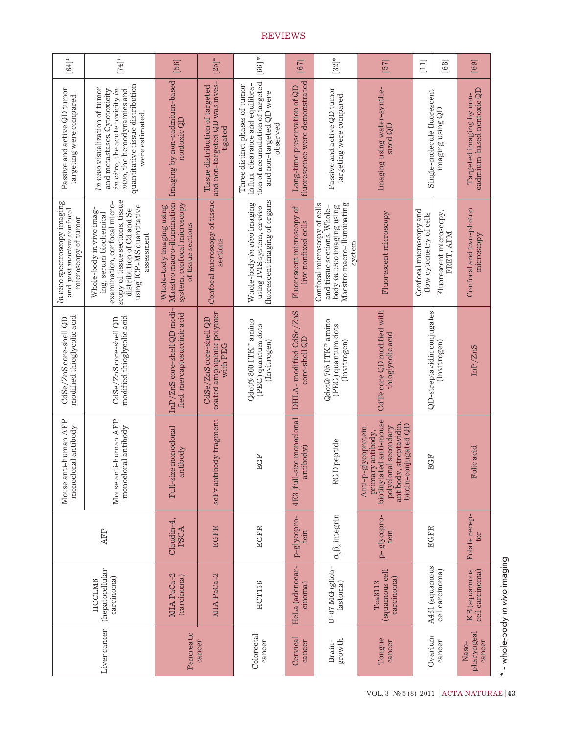| Liver cancer | HCCLM6 (hepatocellular carcinoma) | AFP | Mouse anti-human AFP monoclonal antibody | CdSe/ZnS core-shell QD modified thioglycolic acid | *In vivo* spectroscopy imaging and *post mortem* confocal microscopy of tumor | Passive and active QD tumor targeting were compared. | [64]* |
|---|---|---|---|---|---|---|---|
| | | | Mouse anti-human AFP monoclonal antibody | CdSe/ZnS core-shell QD modified thioglycolic acid | Whole-body in vivo imaging, serum biochemical examination, confocal microscopy of tissue sections, tissue distribution of Cd and Se using ICP-MS quantitative assessment | *In vivo* visualization of tumor and metastases. Cytotoxicity *in vitro*, the acute toxicity *in vivo*, the hemodynamics and quantitative tissue distribution were estimated. | [74]* |
| Pancreatic cancer | MIA PaCa-2 (carcinoma) | Claudin-4, PSCA | Full-size monoclonal antibody | InP/ZnS core-shell QD modified mercaptosuccinic acid | Whole-body imaging using Maestro macro-illumination system, confocal microscopy of tissue sections | Imaging by non-cadmium-based nontoxic QD | [56] |
| | MIA PaCa-2 | EGFR | scFv antibody fragment | CdSe/ZnS core-shell QD coated amphiphilic polymer with PEG | Confocal microscopy of tissue sections | Tissue distribution of targeted and non-targeted QD was investigated | [25]* |
| Colorectal cancer | HCT166 | EGFR | EGF | Qdot® 800 ITK™ amino (PEG) quantum dots (Invitrogen) | Whole-body *in vivo* imaging using IVIS system, *ex vivo* fluorescent imaging of organs | Three distinct phases of tumor influx, clearance and equilibration of accumulation of targeted and non-targeted QD were observed | [66]* |
| Cervical cancer | HeLa (adenocarcinoma) | p-glycoprotein | 4E3 (full-size monoclonal antibody) | DHLA-modified CdSe/ZnS core-shell QD | Fluorescent microscopy of live nonfixed cells | Long-time preservation of QD fluorescence were demonstrated | [67] |
| Brain-growth | U-87 MG (glioblastoma) | $\alpha_v\beta_3$ integrin | RGD peptide | Qdot® 705 ITK™ amino (PEG) quantum dots (Invitrogen) | Confocal microscopy of cells and tissue sections. Whole-body *in vivo* imaging using Maestro macro-illuminating system. | Passive and active QD tumor targeting were compared | [32]* |
| Tongue cancer | Tca8113 (squamous cell carcinoma) | p-glycoprotein | Anti-p-glycoprotein primary antibody, biotinylated anti-mouse polyclonal secondary antibody, streptavidin, biotin-conjugated QD | CdTe core QD modified with thioglycolic acid | Fluorescent microscopy | Imaging using water-synthesized QD | [57] |
| Ovarium cancer | A431 (squamous cell carcinoma) | EGFR | EGF | QD-streptavidin conjugates (Invitrogen) | Confocal microscopy and flow cytometry of cells | Single-molecule fluorescent imaging using QD | [11] |
| | | | | | Fluorescent microscopy, FRET, AFM | | [68] |
| Nasopharyngeal cancer | KB (squamous cell carcinoma) | Folate receptor | Folic acid | InP/ZnS | Confocal and two-photon microscopy | Targeted imaging by non-cadmium-based nontoxic QD | [69] |

* – whole-body *in vivo* imaging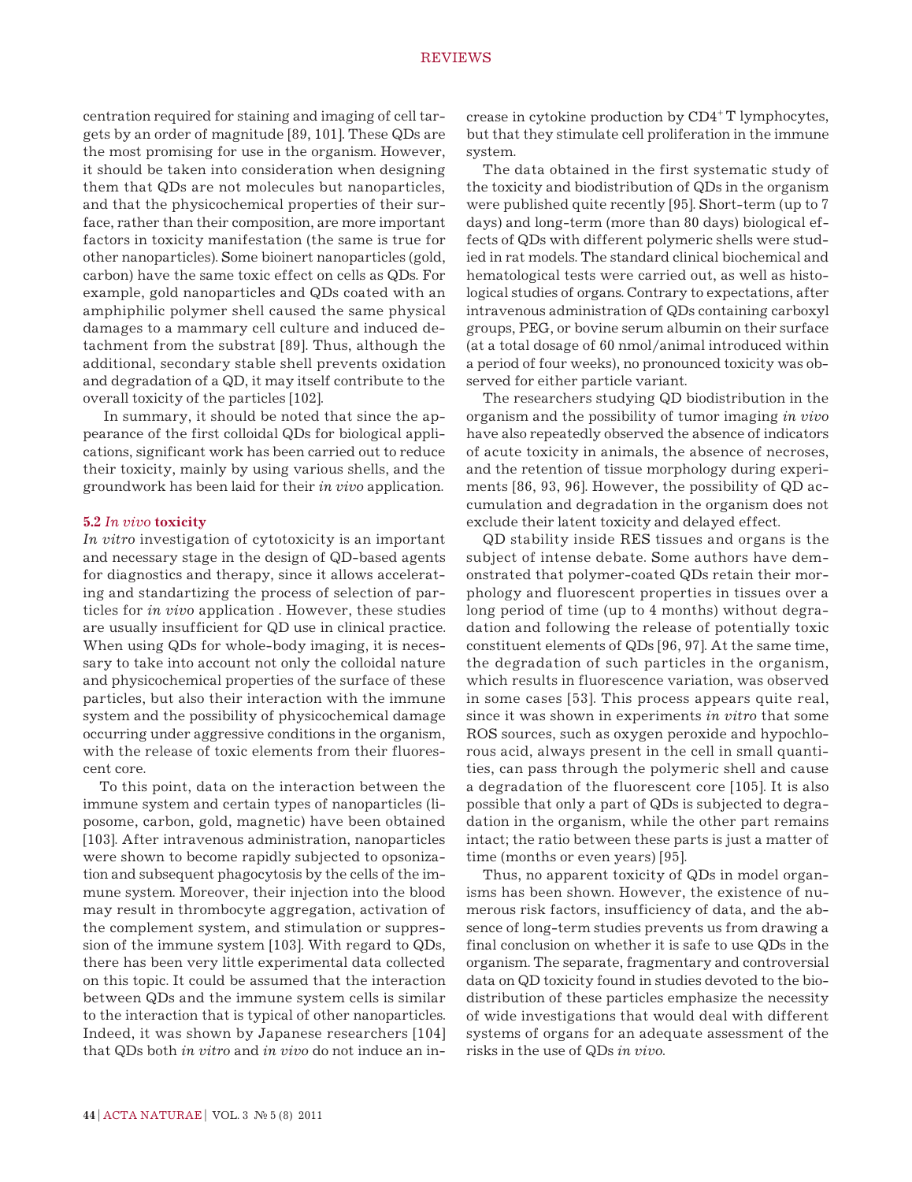centration required for staining and imaging of cell targets by an order of magnitude [89, 101]. These QDs are the most promising for use in the organism. However, it should be taken into consideration when designing them that QDs are not molecules but nanoparticles, and that the physicochemical properties of their surface, rather than their composition, are more important factors in toxicity manifestation (the same is true for other nanoparticles). Some bioinert nanoparticles (gold, carbon) have the same toxic effect on cells as QDs. For example, gold nanoparticles and QDs coated with an amphiphilic polymer shell caused the same physical damages to a mammary cell culture and induced detachment from the substrat [89]. Thus, although the additional, secondary stable shell prevents oxidation and degradation of a QD, it may itself contribute to the overall toxicity of the particles [102].

In summary, it should be noted that since the appearance of the first colloidal QDs for biological applications, significant work has been carried out to reduce their toxicity, mainly by using various shells, and the groundwork has been laid for their *in vivo* application.

### 5.2 *In vivo* toxicity

*In vitro* investigation of cytotoxicity is an important and necessary stage in the design of QD-based agents for diagnostics and therapy, since it allows accelerating and standartizing the process of selection of particles for *in vivo* application . However, these studies are usually insufficient for QD use in clinical practice. When using QDs for whole-body imaging, it is necessary to take into account not only the colloidal nature and physicochemical properties of the surface of these particles, but also their interaction with the immune system and the possibility of physicochemical damage occurring under aggressive conditions in the organism, with the release of toxic elements from their fluorescent core.

To this point, data on the interaction between the immune system and certain types of nanoparticles (liposome, carbon, gold, magnetic) have been obtained [103]. After intravenous administration, nanoparticles were shown to become rapidly subjected to opsonization and subsequent phagocytosis by the cells of the immune system. Moreover, their injection into the blood may result in thrombocyte aggregation, activation of the complement system, and stimulation or suppression of the immune system [103]. With regard to QDs, there has been very little experimental data collected on this topic. It could be assumed that the interaction between QDs and the immune system cells is similar to the interaction that is typical of other nanoparticles. Indeed, it was shown by Japanese researchers [104] that QDs both *in vitro* and *in vivo* do not induce an increase in cytokine production by $CD4^+$ T lymphocytes, but that they stimulate cell proliferation in the immune system.

The data obtained in the first systematic study of the toxicity and biodistribution of QDs in the organism were published quite recently [95]. Short-term (up to 7 days) and long-term (more than 80 days) biological effects of QDs with different polymeric shells were studied in rat models. The standard clinical biochemical and hematological tests were carried out, as well as histological studies of organs. Contrary to expectations, after intravenous administration of QDs containing carboxyl groups, PEG, or bovine serum albumin on their surface (at a total dosage of 60 nmol/animal introduced within a period of four weeks), no pronounced toxicity was observed for either particle variant.

The researchers studying QD biodistribution in the organism and the possibility of tumor imaging *in vivo* have also repeatedly observed the absence of indicators of acute toxicity in animals, the absence of necroses, and the retention of tissue morphology during experiments [86, 93, 96]. However, the possibility of QD accumulation and degradation in the organism does not exclude their latent toxicity and delayed effect.

QD stability inside RES tissues and organs is the subject of intense debate. Some authors have demonstrated that polymer-coated QDs retain their morphology and fluorescent properties in tissues over a long period of time (up to 4 months) without degradation and following the release of potentially toxic constituent elements of QDs [96, 97]. At the same time, the degradation of such particles in the organism, which results in fluorescence variation, was observed in some cases [53]. This process appears quite real, since it was shown in experiments *in vitro* that some ROS sources, such as oxygen peroxide and hypochlorous acid, always present in the cell in small quantities, can pass through the polymeric shell and cause a degradation of the fluorescent core [105]. It is also possible that only a part of QDs is subjected to degradation in the organism, while the other part remains intact; the ratio between these parts is just a matter of time (months or even years) [95].

Thus, no apparent toxicity of QDs in model organisms has been shown. However, the existence of numerous risk factors, insufficiency of data, and the absence of long-term studies prevents us from drawing a final conclusion on whether it is safe to use QDs in the organism. The separate, fragmentary and controversial data on QD toxicity found in studies devoted to the biodistribution of these particles emphasize the necessity of wide investigations that would deal with different systems of organs for an adequate assessment of the risks in the use of QDs *in vivo*.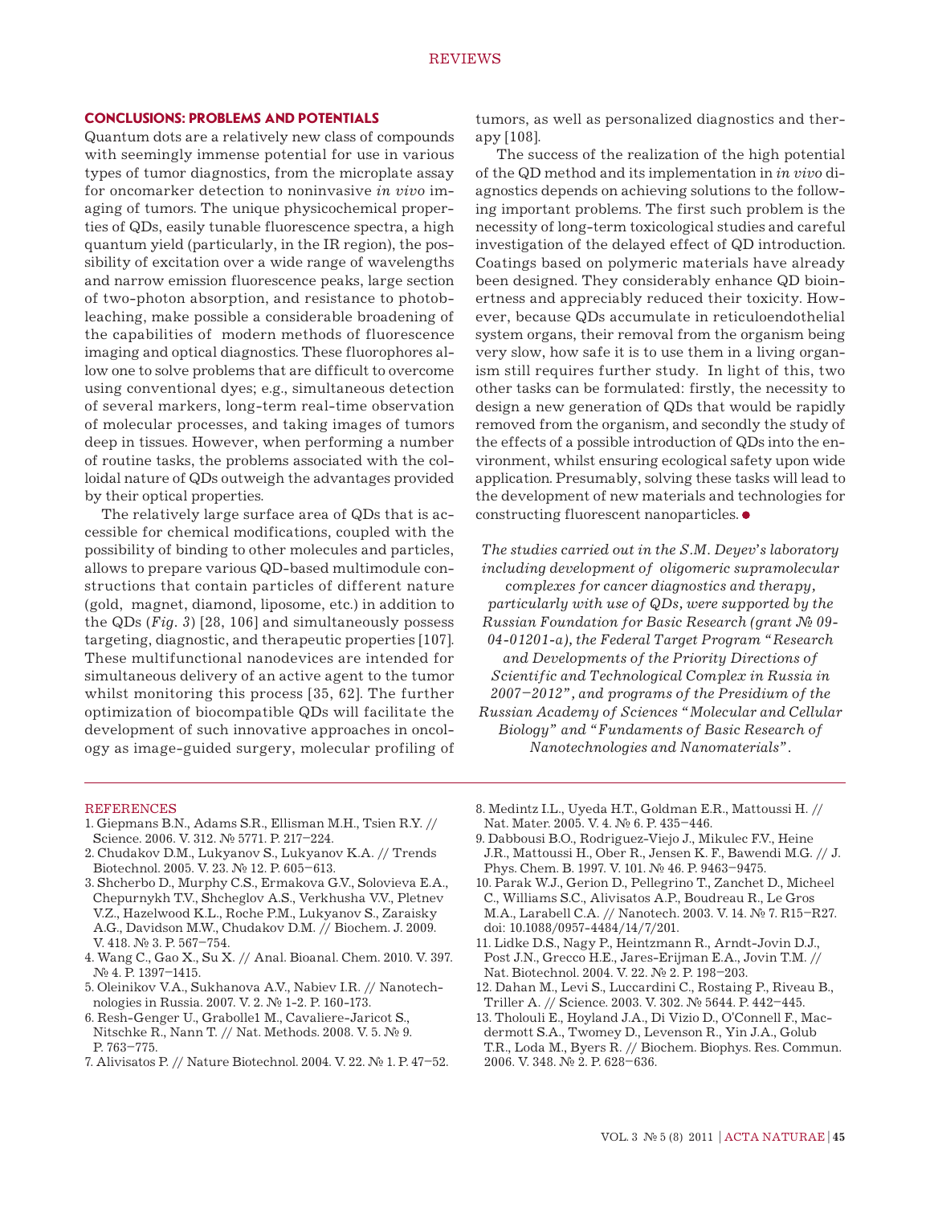## CONCLUSIONS: PROBLEMS AND POTENTIALS

Quantum dots are a relatively new class of compounds with seemingly immense potential for use in various types of tumor diagnostics, from the microplate assay for oncomarker detection to noninvasive *in vivo* imaging of tumors. The unique physicochemical properties of QDs, easily tunable fluorescence spectra, a high quantum yield (particularly, in the IR region), the possibility of excitation over a wide range of wavelengths and narrow emission fluorescence peaks, large section of two-photon absorption, and resistance to photobleaching, make possible a considerable broadening of the capabilities of modern methods of fluorescence imaging and optical diagnostics. These fluorophores allow one to solve problems that are difficult to overcome using conventional dyes; e.g., simultaneous detection of several markers, long-term real-time observation of molecular processes, and taking images of tumors deep in tissues. However, when performing a number of routine tasks, the problems associated with the colloidal nature of QDs outweigh the advantages provided by their optical properties.

The relatively large surface area of QDs that is accessible for chemical modifications, coupled with the possibility of binding to other molecules and particles, allows to prepare various QD-based multimodule constructions that contain particles of different nature (gold, magnet, diamond, liposome, etc.) in addition to the QDs (*Fig. 3*) [28, 106] and simultaneously possess targeting, diagnostic, and therapeutic properties [107]. These multifunctional nanodevices are intended for simultaneous delivery of an active agent to the tumor whilst monitoring this process [35, 62]. The further optimization of biocompatible QDs will facilitate the development of such innovative approaches in oncology as image-guided surgery, molecular profiling of tumors, as well as personalized diagnostics and therapy [108].

The success of the realization of the high potential of the QD method and its implementation in *in vivo* diagnostics depends on achieving solutions to the following important problems. The first such problem is the necessity of long-term toxicological studies and careful investigation of the delayed effect of QD introduction. Coatings based on polymeric materials have already been designed. They considerably enhance QD bioinertness and appreciably reduced their toxicity. However, because QDs accumulate in reticuloendothelial system organs, their removal from the organism being very slow, how safe it is to use them in a living organism still requires further study. In light of this, two other tasks can be formulated: firstly, the necessity to design a new generation of QDs that would be rapidly removed from the organism, and secondly the study of the effects of a possible introduction of QDs into the environment, whilst ensuring ecological safety upon wide application. Presumably, solving these tasks will lead to the development of new materials and technologies for constructing fluorescent nanoparticles.

*The studies carried out in the S.M. Deyev's laboratory including development of oligomeric supramolecular complexes for cancer diagnostics and therapy, particularly with use of QDs, were supported by the Russian Foundation for Basic Research (grant № 09-04-01201-a), the Federal Target Program "Research and Developments of the Priority Directions of Scientific and Technological Complex in Russia in 2007–2012", and programs of the Presidium of the Russian Academy of Sciences "Molecular and Cellular Biology" and "Fundaments of Basic Research of Nanotechnologies and Nanomaterials".*

## REFERENCES

1. Giepmans B.N., Adams S.R., Ellisman M.H., Tsien R.Y. // Science. 2006. V. 312. № 5771. P. 217–224.
2. Chudakov D.M., Lukyanov S., Lukyanov K.A. // Trends Biotechnol. 2005. V. 23. № 12. P. 605–613.
3. Shcherbo D., Murphy C.S., Ermakova G.V., Solovieva E.A., Chepurnykh T.V., Shcheglov A.S., Verkhusha V.V., Pletnev V.Z., Hazelwood K.L., Roche P.M., Lukyanov S., Zaraisky A.G., Davidson M.W., Chudakov D.M. // Biochem. J. 2009. V. 418. № 3. P. 567–754.
4. Wang C., Gao X., Su X. // Anal. Bioanal. Chem. 2010. V. 397. № 4. P. 1397–1415.
5. Oleinikov V.A., Sukhanova A.V., Nabiev I.R. // Nanotechnologies in Russia. 2007. V. 2. № 1-2. P. 160-173.
6. Resh-Genger U., Grabolle1 M., Cavaliere-Jaricot S., Nitschke R., Nann T. // Nat. Methods. 2008. V. 5. № 9. P. 763–775.
7. Alivisatos P. // Nature Biotechnol. 2004. V. 22. № 1. P. 47–52.
8. Medintz I.L., Uyeda H.T., Goldman E.R., Mattoussi H. // Nat. Mater. 2005. V. 4. № 6. P. 435–446.
9. Dabbousi B.O., Rodriguez-Viejo J., Mikulec F.V., Heine J.R., Mattoussi H., Ober R., Jensen K. F., Bawendi M.G. // J. Phys. Chem. B. 1997. V. 101. № 46. P. 9463–9475.
10. Parak W.J., Gerion D., Pellegrino T., Zanchet D., Micheel C., Williams S.C., Alivisatos A.P., Boudreau R., Le Gros M.A., Larabell C.A. // Nanotech. 2003. V. 14. № 7. R15–R27. doi: 10.1088/0957-4484/14/7/201.
11. Lidke D.S., Nagy P., Heintzmann R., Arndt-Jovin D.J., Post J.N., Grecco H.E., Jares-Erijman E.A., Jovin T.M. // Nat. Biotechnol. 2004. V. 22. № 2. P. 198–203.
12. Dahan M., Levi S., Luccardini C., Rostaing P., Riveau B., Triller A. // Science. 2003. V. 302. № 5644. P. 442–445.
13. Tholouli E., Hoyland J.A., Di Vizio D., O'Connell F., Macdermott S.A., Twomey D., Levenson R., Yin J.A., Golub T.R., Loda M., Byers R. // Biochem. Biophys. Res. Commun. 2006. V. 348. № 2. P. 628–636.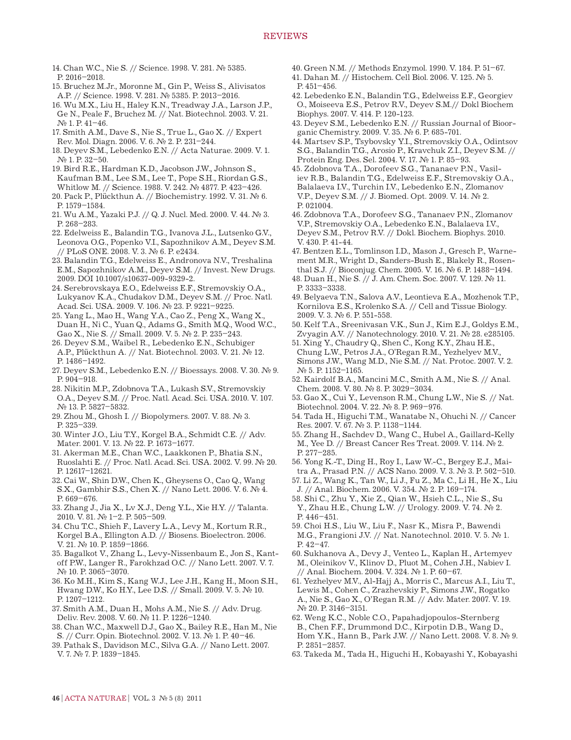14. Chan W.C., Nie S. // Science. 1998. V. 281. № 5385. P. 2016–2018.
15. Bruchez M.Jr., Moronne M., Gin P., Weiss S., Alivisatos A.P. // Science. 1998. V. 281. № 5385. P. 2013–2016.
16. Wu M.X., Liu H., Haley K.N., Treadway J.A., Larson J.P., Ge N., Peale F., Bruchez M. // Nat. Biotechnol. 2003. V. 21. № 1. P. 41–46.
17. Smith A.M., Dave S., Nie S., True L., Gao X. // Expert Rev. Mol. Diagn. 2006. V. 6. № 2. P. 231–244.
18. Deyev S.M., Lebedenko E.N. // Acta Naturae. 2009. V. 1. № 1. P. 32–50.
19. Bird R.E., Hardman K.D., Jacobson J.W., Johnson S., Kaufman B.M., Lee S.M., Lee T., Pope S.H., Riordan G.S., Whitlow M. // Science. 1988. V. 242. № 4877. P. 423–426.
20. Pack P., Plückthun A. // Biochemistry. 1992. V. 31. № 6. P. 1579–1584.
21. Wu A.M., Yazaki P.J. // Q. J. Nucl. Med. 2000. V. 44. № 3. P. 268–283.
22. Edelweiss E., Balandin T.G., Ivanova J.L., Lutsenko G.V., Leonova O.G., Popenko V.I., Sapozhnikov A.M., Deyev S.M. // PLoS ONE. 2008. V. 3. № 6. P. e2434.
23. Balandin T.G., Edelweiss E., Andronova N.V., Treshalina E.M., Sapozhnikov A.M., Deyev S.M. // Invest. New Drugs. 2009. DOI 10.1007/s10637-009-9329-2.
24. Serebrovskaya E.O., Edelweiss E.F., Stremovskiy O.A., Lukyanov K.A., Chudakov D.M., Deyev S.M. // Proc. Natl. Acad. Sci. USA. 2009. V. 106. № 23. P. 9221–9225.
25. Yang L., Mao H., Wang Y.A., Cao Z., Peng X., Wang X., Duan H., Ni C., Yuan Q., Adams G., Smith M.Q., Wood W.C., Gao X., Nie S. // Small. 2009. V. 5. № 2. P. 235–243.
26. Deyev S.M., Waibel R., Lebedenko E.N., Schubiger A.P., Plückthun A. // Nat. Biotechnol. 2003. V. 21. № 12. P. 1486–1492.
27. Deyev S.M., Lebedenko E.N. // Bioessays. 2008. V. 30. № 9. P. 904–918.
28. Nikitin M.P., Zdobnova T.A., Lukash S.V., Stremovskiy O.A., Deyev S.M. // Proc. Natl. Acad. Sci. USA. 2010. V. 107. № 13. P. 5827–5832.
29. Zhou M., Ghosh I. // Biopolymers. 2007. V. 88. № 3. P. 325–339.
30. Winter J.O., Liu T.Y., Korgel B.A., Schmidt C.E. // Adv. Mater. 2001. V. 13. № 22. P. 1673–1677.
31. Akerman M.E., Chan W.C., Laakkonen P., Bhatia S.N., Ruoslahti E. // Proc. Natl. Acad. Sci. USA. 2002. V. 99. № 20. P. 12617–12621.
32. Cai W., Shin D.W., Chen K., Gheysens O., Cao Q., Wang S.X., Gambhir S.S., Chen X. // Nano Lett. 2006. V. 6. № 4. P. 669–676.
33. Zhang J., Jia X., Lv X.J., Deng Y.L., Xie H.Y. // Talanta. 2010. V. 81. № 1–2. P. 505–509.
34. Chu T.C., Shieh F., Lavery L.A., Levy M., Kortum R.R., Korgel B.A., Ellington A.D. // Biosens. Bioelectron. 2006. V. 21. № 10. P. 1859–1866.
35. Bagalkot V., Zhang L., Levy-Nissenbaum E., Jon S., Kantoff P.W., Langer R., Farokhzad O.C. // Nano Lett. 2007. V. 7. № 10. P. 3065–3070.
36. Ko M.H., Kim S., Kang W.J., Lee J.H., Kang H., Moon S.H., Hwang D.W., Ko H.Y., Lee D.S. // Small. 2009. V. 5. № 10. P. 1207–1212.
37. Smith A.M., Duan H., Mohs A.M., Nie S. // Adv. Drug. Deliv. Rev. 2008. V. 60. № 11. P. 1226–1240.
38. Chan W.C., Maxwell D.J., Gao X., Bailey R.E., Han M., Nie S. // Curr. Opin. Biotechnol. 2002. V. 13. № 1. P. 40–46.
39. Pathak S., Davidson M.C., Silva G.A. // Nano Lett. 2007. V. 7. № 7. P. 1839–1845.
40. Green N.M. // Methods Enzymol. 1990. V. 184. P. 51–67.
41. Dahan M. // Histochem. Cell Biol. 2006. V. 125. № 5. P. 451–456.
42. Lebedenko E.N., Balandin T.G., Edelweiss E.F., Georgiev O., Moiseeva E.S., Petrov R.V., Deyev S.M.// Dokl Biochem Biophys. 2007. V. 414. P. 120-123.
43. Deyev S.M., Lebedenko E.N. // Russian Journal of Bioorganic Chemistry. 2009. V. 35. № 6. P. 685-701.
44. Martsev S.P., Tsybovsky Y.I., Stremovskiy O.A., Odintsov S.G., Balandin T.G., Arosio P., Kravchuk Z.I., Deyev S.M. // Protein Eng. Des. Sel. 2004. V. 17. № 1. P. 85–93.
45. Zdobnova T.A., Dorofeev S.G., Tananaev P.N., Vasiliev R.B., Balandin T.G., Edelweiss E.F., Stremovskiy O.A., Balalaeva I.V., Turchin I.V., Lebedenko E.N., Zlomanov V.P., Deyev S.M. // J. Biomed. Opt. 2009. V. 14. № 2. P. 021004.
46. Zdobnova T.A., Dorofeev S.G., Tananaev P.N., Zlomanov V.P., Stremovskiy O.A., Lebedenko E.N., Balalaeva I.V., Deyev S.M., Petrov R.V. // Dokl. Biochem. Biophys. 2010. V. 430. P. 41-44.
47. Bentzen E.L., Tomlinson I.D., Mason J., Gresch P., Warnement M.R., Wright D., Sanders-Bush E., Blakely R., Rosenthal S.J. // Bioconjug. Chem. 2005. V. 16. № 6. P. 1488–1494.
48. Duan H., Nie S. // J. Am. Chem. Soc. 2007. V. 129. № 11. P. 3333–3338.
49. Belyaeva T.N., Salova A.V., Leontieva E.A., Mozhenok T.P., Kornilova E.S., Krolenko S.A. // Cell and Tissue Biology. 2009. V. 3. № 6. P. 551-558.
50. Kelf T.A., Sreenivasan V.K., Sun J., Kim E.J., Goldys E.M., Zvyagin A.V. // Nanotechnology. 2010. V. 21. № 28. e285105.
51. Xing Y., Chaudry Q., Shen C., Kong K.Y., Zhau H.E., Chung L.W., Petros J.A., O'Regan R.M., Yezhelyev M.V., Simons J.W., Wang M.D., Nie S.M. // Nat. Protoc. 2007. V. 2. № 5. P. 1152–1165.
52. Kairdolf B.A., Mancini M.C., Smith A.M., Nie S. // Anal. Chem. 2008. V. 80. № 8. P. 3029–3034.
53. Gao X., Cui Y., Levenson R.M., Chung L.W., Nie S. // Nat. Biotechnol. 2004. V. 22. № 8. P. 969–976.
54. Tada H., Higuchi T.M., Wanatabe N., Ohuchi N. // Cancer Res. 2007. V. 67. № 3. P. 1138–1144.
55. Zhang H., Sachdev D., Wang C., Hubel A., Gaillard-Kelly M., Yee D. // Breast Cancer Res Treat. 2009. V. 114. № 2. P. 277–285.
56. Yong K.-T., Ding H., Roy I., Law W.-C., Bergey E.J., Maitra A., Prasad P.N. // ACS Nano. 2009. V. 3. № 3. P. 502–510.
57. Li Z., Wang K., Tan W., Li J., Fu Z., Ma C., Li H., He X., Liu J. // Anal. Biochem. 2006. V. 354. № 2. P. 169–174.
58. Shi C., Zhu Y., Xie Z., Qian W., Hsieh C.L., Nie S., Su Y., Zhau H.E., Chung L.W. // Urology. 2009. V. 74. № 2. P. 446–451.
59. Choi H.S., Liu W., Liu F., Nasr K., Misra P., Bawendi M.G., Frangioni J.V. // Nat. Nanotechnol. 2010. V. 5. № 1. P. 42–47.
60. Sukhanova A., Devy J., Venteo L., Kaplan H., Artemyev M., Oleinikov V., Klinov D., Pluot M., Cohen J.H., Nabiev I. // Anal. Biochem. 2004. V. 324. № 1. P. 60–67.
61. Yezhelyev M.V., Al-Hajj A., Morris C., Marcus A.I., Liu T., Lewis M., Cohen C., Zrazhevskiy P., Simons J.W., Rogatko A., Nie S., Gao X., O'Regan R.M. // Adv. Mater. 2007. V. 19. № 20. P. 3146–3151.
62. Weng K.C., Noble C.O., Papahadjopoulos-Sternberg B., Chen F.F., Drummond D.C., Kirpotin D.B., Wang D., Hom Y.K., Hann B., Park J.W. // Nano Lett. 2008. V. 8. № 9. P. 2851–2857.
63. Takeda M., Tada H., Higuchi H., Kobayashi Y., Kobayashi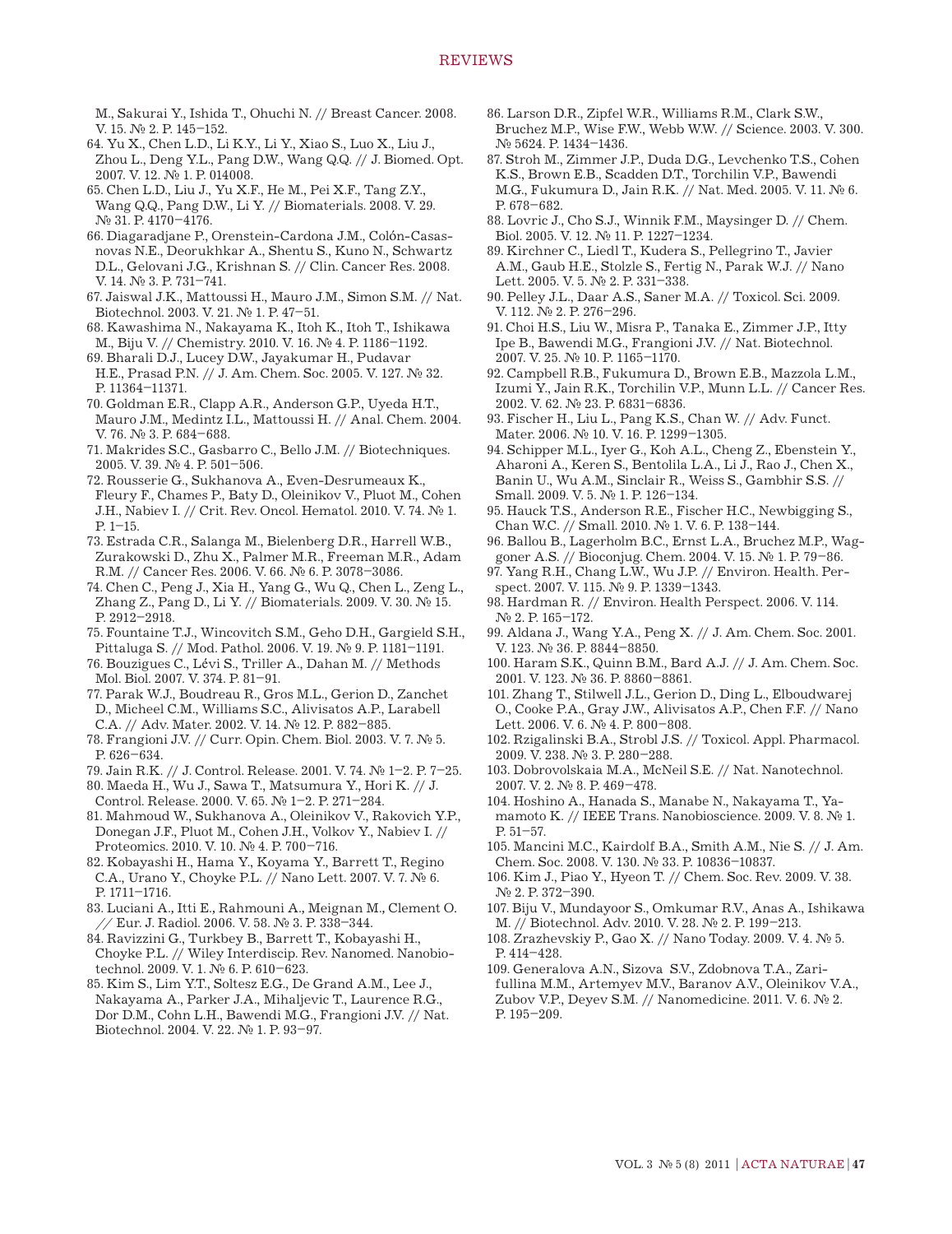M., Sakurai Y., Ishida T., Ohuchi N. // Breast Cancer. 2008. V. 15. № 2. P. 145–152.

64. Yu X., Chen L.D., Li K.Y., Li Y., Xiao S., Luo X., Liu J., Zhou L., Deng Y.L., Pang D.W., Wang Q.Q. // J. Biomed. Opt. 2007. V. 12. № 1. P. 014008.

65. Chen L.D., Liu J., Yu X.F., He M., Pei X.F., Tang Z.Y., Wang Q.Q., Pang D.W., Li Y. // Biomaterials. 2008. V. 29. № 31. P. 4170–4176.

66. Diagaradjane P., Orenstein-Cardona J.M., Colón-Casasnovas N.E., Deorukhkar A., Shentu S., Kuno N., Schwartz D.L., Gelovani J.G., Krishnan S. // Clin. Cancer Res. 2008. V. 14. № 3. P. 731–741.

67. Jaiswal J.K., Mattoussi H., Mauro J.M., Simon S.M. // Nat. Biotechnol. 2003. V. 21. № 1. P. 47–51.

68. Kawashima N., Nakayama K., Itoh K., Itoh T., Ishikawa M., Biju V. // Chemistry. 2010. V. 16. № 4. P. 1186–1192.

69. Bharali D.J., Lucey D.W., Jayakumar H., Pudavar H.E., Prasad P.N. // J. Am. Chem. Soc. 2005. V. 127. № 32. P. 11364–11371.

70. Goldman E.R., Clapp A.R., Anderson G.P., Uyeda H.T., Mauro J.M., Medintz I.L., Mattoussi H. // Anal. Chem. 2004. V. 76. № 3. P. 684–688.

71. Makrides S.C., Gasbarro C., Bello J.M. // Biotechniques. 2005. V. 39. № 4. P. 501–506.

72. Rousserie G., Sukhanova A., Even-Desrumeaux K., Fleury F., Chames P., Baty D., Oleinikov V., Pluot M., Cohen J.H., Nabiev I. // Crit. Rev. Oncol. Hematol. 2010. V. 74. № 1. P. 1–15.

73. Estrada C.R., Salanga M., Bielenberg D.R., Harrell W.B., Zurakowski D., Zhu X., Palmer M.R., Freeman M.R., Adam R.M. // Cancer Res. 2006. V. 66. № 6. P. 3078–3086.

74. Chen C., Peng J., Xia H., Yang G., Wu Q., Chen L., Zeng L., Zhang Z., Pang D., Li Y. // Biomaterials. 2009. V. 30. № 15. P. 2912–2918.

75. Fountaine T.J., Wincovitch S.M., Geho D.H., Gargield S.H., Pittaluga S. // Mod. Pathol. 2006. V. 19. № 9. P. 1181–1191.

76. Bouzigues C., Lévi S., Triller A., Dahan M. // Methods Mol. Biol. 2007. V. 374. P. 81–91.

77. Parak W.J., Boudreau R., Gros M.L., Gerion D., Zanchet D., Micheel C.M., Williams S.C., Alivisatos A.P., Larabell C.A. // Adv. Mater. 2002. V. 14. № 12. P. 882–885.

78. Frangioni J.V. // Curr. Opin. Chem. Biol. 2003. V. 7. № 5. P. 626–634.

79. Jain R.K. // J. Control. Release. 2001. V. 74. № 1–2. P. 7–25.

80. Maeda H., Wu J., Sawa T., Matsumura Y., Hori K. // J. Control. Release. 2000. V. 65. № 1–2. P. 271–284.

81. Mahmoud W., Sukhanova A., Oleinikov V., Rakovich Y.P., Donegan J.F., Pluot M., Cohen J.H., Volkov Y., Nabiev I. // Proteomics. 2010. V. 10. № 4. P. 700–716.

82. Kobayashi H., Hama Y., Koyama Y., Barrett T., Regino C.A., Urano Y., Choyke P.L. // Nano Lett. 2007. V. 7. № 6. P. 1711–1716.

83. Luciani A., Itti E., Rahmouni A., Meignan M., Clement O. // Eur. J. Radiol. 2006. V. 58. № 3. P. 338–344.

84. Ravizzini G., Turkbey B., Barrett T., Kobayashi H., Choyke P.L. // Wiley Interdiscip. Rev. Nanomed. Nanobiotechnol. 2009. V. 1. № 6. P. 610–623.

85. Kim S., Lim Y.T., Soltesz E.G., De Grand A.M., Lee J., Nakayama A., Parker J.A., Mihaljevic T., Laurence R.G., Dor D.M., Cohn L.H., Bawendi M.G., Frangioni J.V. // Nat. Biotechnol. 2004. V. 22. № 1. P. 93–97.

86. Larson D.R., Zipfel W.R., Williams R.M., Clark S.W., Bruchez M.P., Wise F.W., Webb W.W. // Science. 2003. V. 300. № 5624. P. 1434–1436.

87. Stroh M., Zimmer J.P., Duda D.G., Levchenko T.S., Cohen K.S., Brown E.B., Scadden D.T., Torchilin V.P., Bawendi M.G., Fukumura D., Jain R.K. // Nat. Med. 2005. V. 11. № 6. P. 678–682.

88. Lovric J., Cho S.J., Winnik F.M., Maysinger D. // Chem. Biol. 2005. V. 12. № 11. P. 1227–1234.

89. Kirchner C., Liedl T., Kudera S., Pellegrino T., Javier A.M., Gaub H.E., Stolzle S., Fertig N., Parak W.J. // Nano Lett. 2005. V. 5. № 2. P. 331–338.

90. Pelley J.L., Daar A.S., Saner M.A. // Toxicol. Sci. 2009. V. 112. № 2. P. 276–296.

91. Choi H.S., Liu W., Misra P., Tanaka E., Zimmer J.P., Itty Ipe B., Bawendi M.G., Frangioni J.V. // Nat. Biotechnol. 2007. V. 25. № 10. P. 1165–1170.

92. Campbell R.B., Fukumura D., Brown E.B., Mazzola L.M., Izumi Y., Jain R.K., Torchilin V.P., Munn L.L. // Cancer Res. 2002. V. 62. № 23. P. 6831–6836.

93. Fischer H., Liu L., Pang K.S., Chan W. // Adv. Funct. Mater. 2006. № 10. V. 16. P. 1299–1305.

94. Schipper M.L., Iyer G., Koh A.L., Cheng Z., Ebenstein Y., Aharoni A., Keren S., Bentolila L.A., Li J., Rao J., Chen X., Banin U., Wu A.M., Sinclair R., Weiss S., Gambhir S.S. // Small. 2009. V. 5. № 1. P. 126–134.

95. Hauck T.S., Anderson R.E., Fischer H.C., Newbigging S., Chan W.C. // Small. 2010. № 1. V. 6. P. 138–144.

96. Ballou B., Lagerholm B.C., Ernst L.A., Bruchez M.P., Waggoner A.S. // Bioconjug. Chem. 2004. V. 15. № 1. P. 79–86.

97. Yang R.H., Chang L.W., Wu J.P. // Environ. Health. Perspect. 2007. V. 115. № 9. P. 1339–1343.

98. Hardman R. // Environ. Health Perspect. 2006. V. 114. № 2. P. 165–172.

99. Aldana J., Wang Y.A., Peng X. // J. Am. Chem. Soc. 2001. V. 123. № 36. P. 8844–8850.

100. Haram S.K., Quinn B.M., Bard A.J. // J. Am. Chem. Soc. 2001. V. 123. № 36. P. 8860–8861.

101. Zhang T., Stilwell J.L., Gerion D., Ding L., Elboudwarej O., Cooke P.A., Gray J.W., Alivisatos A.P., Chen F.F. // Nano Lett. 2006. V. 6. № 4. P. 800–808.

102. Rzigalinski B.A., Strobl J.S. // Toxicol. Appl. Pharmacol. 2009. V. 238. № 3. P. 280–288.

103. Dobrovolskaia M.A., McNeil S.E. // Nat. Nanotechnol. 2007. V. 2. № 8. P. 469–478.

104. Hoshino A., Hanada S., Manabe N., Nakayama T., Yamamoto K. // IEEE Trans. Nanobioscience. 2009. V. 8. № 1. P. 51–57.

105. Mancini M.C., Kairdolf B.A., Smith A.M., Nie S. // J. Am. Chem. Soc. 2008. V. 130. № 33. P. 10836–10837.

106. Kim J., Piao Y., Hyeon T. // Chem. Soc. Rev. 2009. V. 38. № 2. P. 372–390.

107. Biju V., Mundayoor S., Omkumar R.V., Anas A., Ishikawa M. // Biotechnol. Adv. 2010. V. 28. № 2. P. 199–213.

108. Zrazhevskiy P., Gao X. // Nano Today. 2009. V. 4. № 5. P. 414–428.

109. Generalova A.N., Sizova S.V., Zdobnova T.A., Zarifullina M.M., Artemyev M.V., Baranov A.V., Oleinikov V.A., Zubov V.P., Deyev S.M. // Nanomedicine. 2011. V. 6. № 2. P. 195–209.